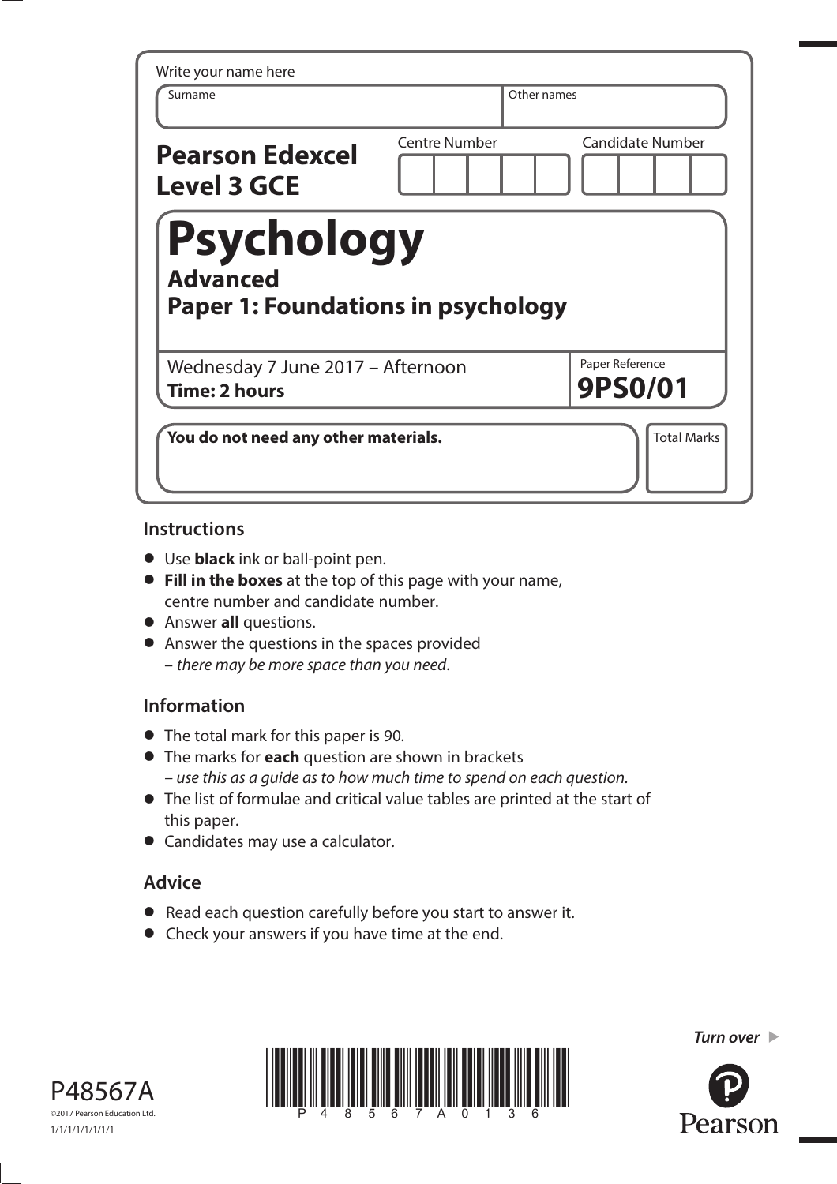Write your name here

| Surname | Other names |
| --- | --- |
| | |

**Pearson Edexcel Level 3 GCE**

Centre Number | Candidate Number

# Psychology

## Advanced

## Paper 1: Foundations in psychology

Wednesday 7 June 2017 – Afternoon
**Time: 2 hours**

Paper Reference
**9PS0/01**

**You do not need any other materials.**

Total Marks

## Instructions

- Use **black** ink or ball-point pen.
- **Fill in the boxes** at the top of this page with your name, centre number and candidate number.
- Answer **all** questions.
- Answer the questions in the spaces provided – *there may be more space than you need*.

## Information

- The total mark for this paper is 90.
- The marks for **each** question are shown in brackets – *use this as a guide as to how much time to spend on each question.*
- The list of formulae and critical value tables are printed at the start of this paper.
- Candidates may use a calculator.

## Advice

- Read each question carefully before you start to answer it.
- Check your answers if you have time at the end.

P48567A
©2017 Pearson Education Ltd.
1/1/1/1/1/1/1/1

*Turn over* ▶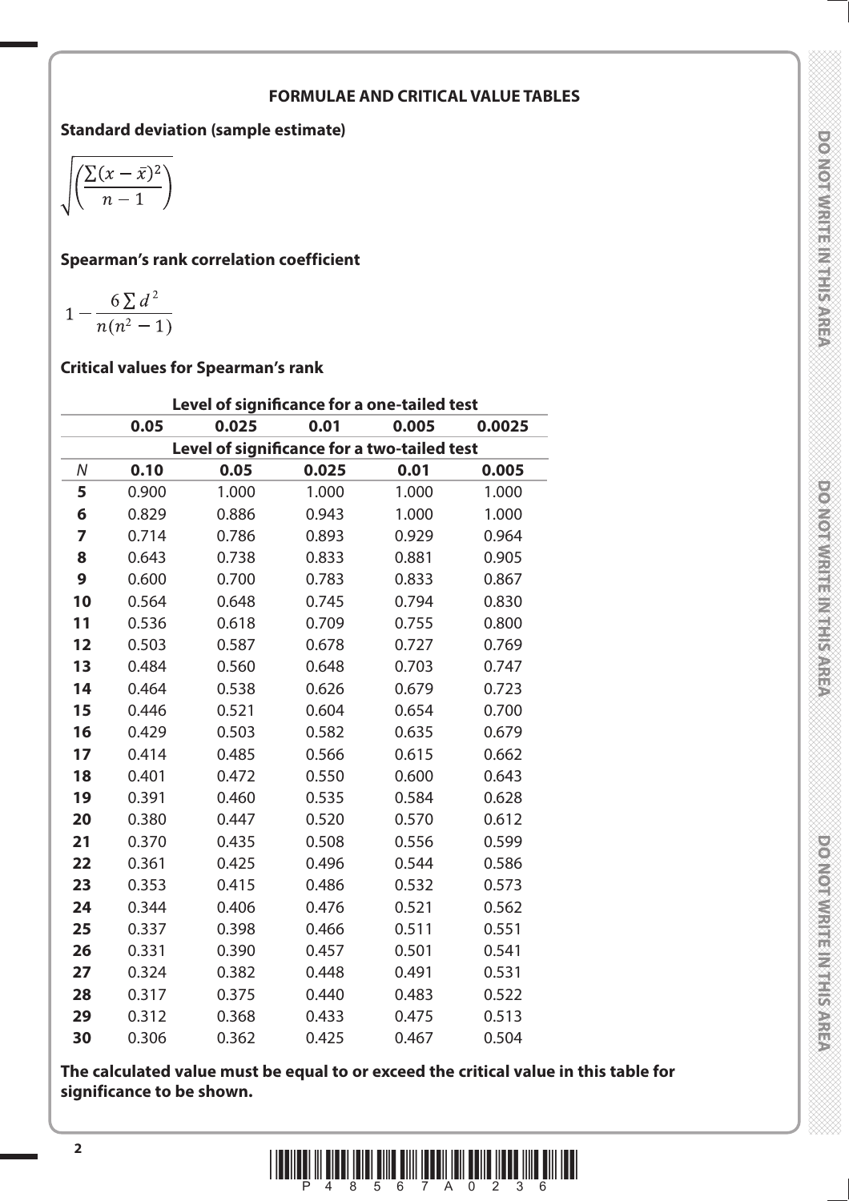## FORMULAE AND CRITICAL VALUE TABLES

**Standard deviation (sample estimate)**

$$\sqrt{\left(\frac{\sum(x-\bar{x})^2}{n-1}\right)}$$

**Spearman's rank correlation coefficient**

$$1-\frac{6\sum d^2}{n(n^2-1)}$$

**Critical values for Spearman's rank**

| | Level of significance for a one-tailed test | | | | |
|---|---|---|---|---|---|
| | **0.05** | **0.025** | **0.01** | **0.005** | **0.0025** |
| | Level of significance for a two-tailed test | | | | |
| *N* | **0.10** | **0.05** | **0.025** | **0.01** | **0.005** |
| **5** | 0.900 | 1.000 | 1.000 | 1.000 | 1.000 |
| **6** | 0.829 | 0.886 | 0.943 | 1.000 | 1.000 |
| **7** | 0.714 | 0.786 | 0.893 | 0.929 | 0.964 |
| **8** | 0.643 | 0.738 | 0.833 | 0.881 | 0.905 |
| **9** | 0.600 | 0.700 | 0.783 | 0.833 | 0.867 |
| **10** | 0.564 | 0.648 | 0.745 | 0.794 | 0.830 |
| **11** | 0.536 | 0.618 | 0.709 | 0.755 | 0.800 |
| **12** | 0.503 | 0.587 | 0.678 | 0.727 | 0.769 |
| **13** | 0.484 | 0.560 | 0.648 | 0.703 | 0.747 |
| **14** | 0.464 | 0.538 | 0.626 | 0.679 | 0.723 |
| **15** | 0.446 | 0.521 | 0.604 | 0.654 | 0.700 |
| **16** | 0.429 | 0.503 | 0.582 | 0.635 | 0.679 |
| **17** | 0.414 | 0.485 | 0.566 | 0.615 | 0.662 |
| **18** | 0.401 | 0.472 | 0.550 | 0.600 | 0.643 |
| **19** | 0.391 | 0.460 | 0.535 | 0.584 | 0.628 |
| **20** | 0.380 | 0.447 | 0.520 | 0.570 | 0.612 |
| **21** | 0.370 | 0.435 | 0.508 | 0.556 | 0.599 |
| **22** | 0.361 | 0.425 | 0.496 | 0.544 | 0.586 |
| **23** | 0.353 | 0.415 | 0.486 | 0.532 | 0.573 |
| **24** | 0.344 | 0.406 | 0.476 | 0.521 | 0.562 |
| **25** | 0.337 | 0.398 | 0.466 | 0.511 | 0.551 |
| **26** | 0.331 | 0.390 | 0.457 | 0.501 | 0.541 |
| **27** | 0.324 | 0.382 | 0.448 | 0.491 | 0.531 |
| **28** | 0.317 | 0.375 | 0.440 | 0.483 | 0.522 |
| **29** | 0.312 | 0.368 | 0.433 | 0.475 | 0.513 |
| **30** | 0.306 | 0.362 | 0.425 | 0.467 | 0.504 |

**The calculated value must be equal to or exceed the critical value in this table for significance to be shown.**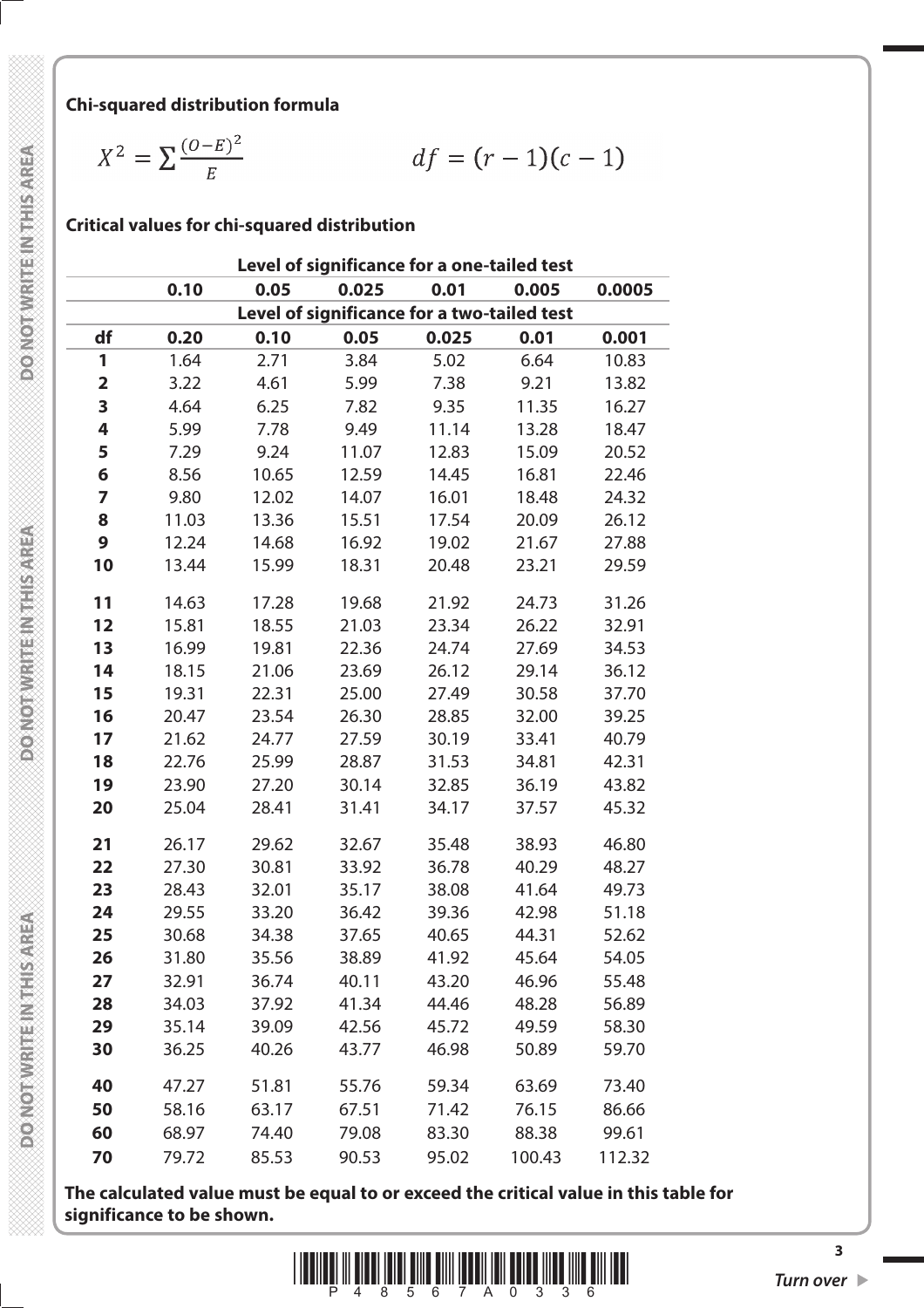**Chi-squared distribution formula**

$$X^2 = \sum \frac{(O-E)^2}{E} \qquad df = (r-1)(c-1)$$

**Critical values for chi-squared distribution**

| | Level of significance for a one-tailed test | | | | | |
|---|---|---|---|---|---|---|
| | 0.10 | 0.05 | 0.025 | 0.01 | 0.005 | 0.0005 |
| | Level of significance for a two-tailed test | | | | | |
| **df** | **0.20** | **0.10** | **0.05** | **0.025** | **0.01** | **0.001** |
| **1** | 1.64 | 2.71 | 3.84 | 5.02 | 6.64 | 10.83 |
| **2** | 3.22 | 4.61 | 5.99 | 7.38 | 9.21 | 13.82 |
| **3** | 4.64 | 6.25 | 7.82 | 9.35 | 11.35 | 16.27 |
| **4** | 5.99 | 7.78 | 9.49 | 11.14 | 13.28 | 18.47 |
| **5** | 7.29 | 9.24 | 11.07 | 12.83 | 15.09 | 20.52 |
| **6** | 8.56 | 10.65 | 12.59 | 14.45 | 16.81 | 22.46 |
| **7** | 9.80 | 12.02 | 14.07 | 16.01 | 18.48 | 24.32 |
| **8** | 11.03 | 13.36 | 15.51 | 17.54 | 20.09 | 26.12 |
| **9** | 12.24 | 14.68 | 16.92 | 19.02 | 21.67 | 27.88 |
| **10** | 13.44 | 15.99 | 18.31 | 20.48 | 23.21 | 29.59 |
| **11** | 14.63 | 17.28 | 19.68 | 21.92 | 24.73 | 31.26 |
| **12** | 15.81 | 18.55 | 21.03 | 23.34 | 26.22 | 32.91 |
| **13** | 16.99 | 19.81 | 22.36 | 24.74 | 27.69 | 34.53 |
| **14** | 18.15 | 21.06 | 23.69 | 26.12 | 29.14 | 36.12 |
| **15** | 19.31 | 22.31 | 25.00 | 27.49 | 30.58 | 37.70 |
| **16** | 20.47 | 23.54 | 26.30 | 28.85 | 32.00 | 39.25 |
| **17** | 21.62 | 24.77 | 27.59 | 30.19 | 33.41 | 40.79 |
| **18** | 22.76 | 25.99 | 28.87 | 31.53 | 34.81 | 42.31 |
| **19** | 23.90 | 27.20 | 30.14 | 32.85 | 36.19 | 43.82 |
| **20** | 25.04 | 28.41 | 31.41 | 34.17 | 37.57 | 45.32 |
| **21** | 26.17 | 29.62 | 32.67 | 35.48 | 38.93 | 46.80 |
| **22** | 27.30 | 30.81 | 33.92 | 36.78 | 40.29 | 48.27 |
| **23** | 28.43 | 32.01 | 35.17 | 38.08 | 41.64 | 49.73 |
| **24** | 29.55 | 33.20 | 36.42 | 39.36 | 42.98 | 51.18 |
| **25** | 30.68 | 34.38 | 37.65 | 40.65 | 44.31 | 52.62 |
| **26** | 31.80 | 35.56 | 38.89 | 41.92 | 45.64 | 54.05 |
| **27** | 32.91 | 36.74 | 40.11 | 43.20 | 46.96 | 55.48 |
| **28** | 34.03 | 37.92 | 41.34 | 44.46 | 48.28 | 56.89 |
| **29** | 35.14 | 39.09 | 42.56 | 45.72 | 49.59 | 58.30 |
| **30** | 36.25 | 40.26 | 43.77 | 46.98 | 50.89 | 59.70 |
| **40** | 47.27 | 51.81 | 55.76 | 59.34 | 63.69 | 73.40 |
| **50** | 58.16 | 63.17 | 67.51 | 71.42 | 76.15 | 86.66 |
| **60** | 68.97 | 74.40 | 79.08 | 83.30 | 88.38 | 99.61 |
| **70** | 79.72 | 85.53 | 90.53 | 95.02 | 100.43 | 112.32 |

**The calculated value must be equal to or exceed the critical value in this table for significance to be shown.**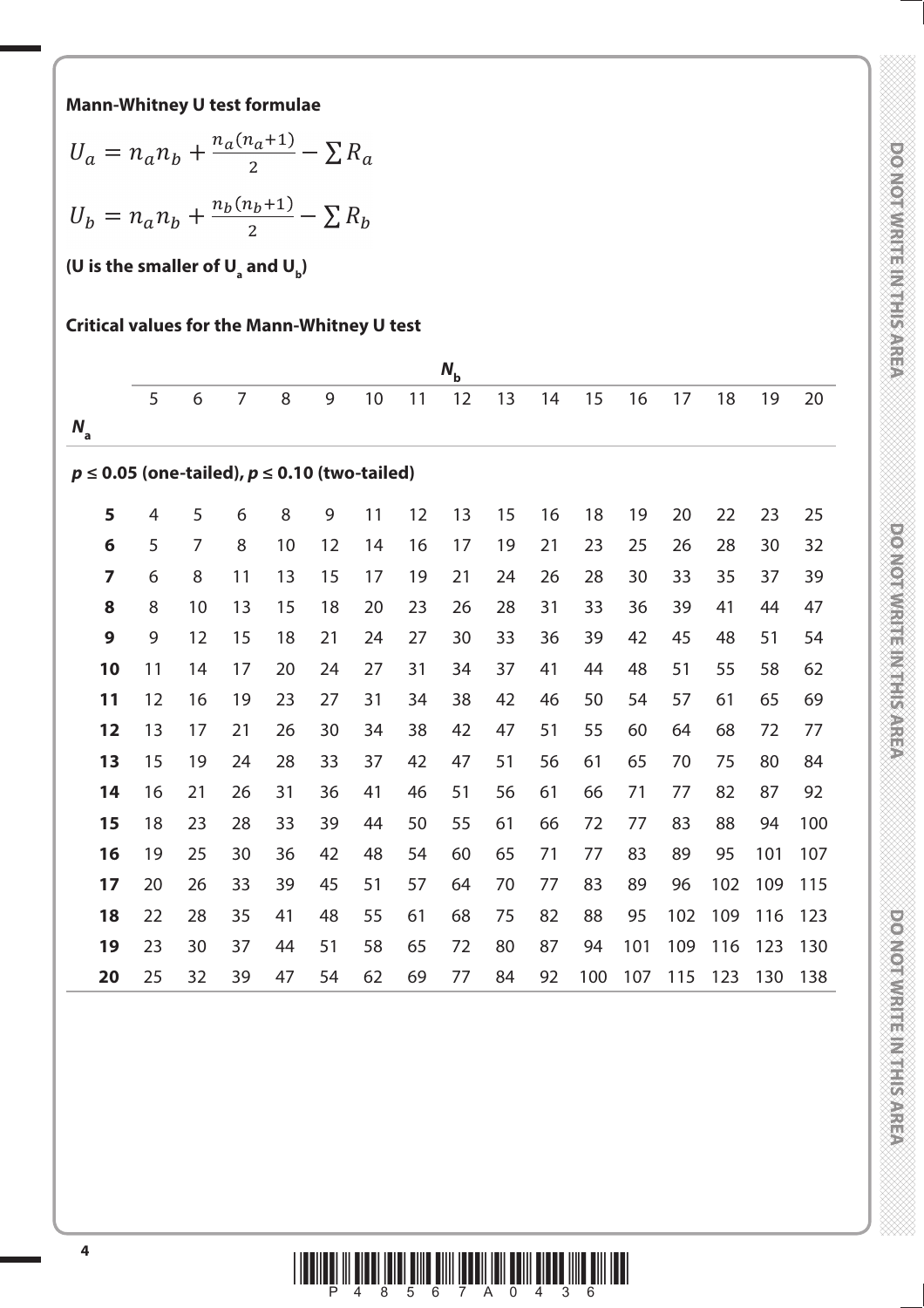**Mann-Whitney U test formulae**

$$U_a = n_a n_b + \frac{n_a(n_a+1)}{2} - \sum R_a$$

$$U_b = n_a n_b + \frac{n_b(n_b+1)}{2} - \sum R_b$$

**(U is the smaller of $U_a$ and $U_b$)**

**Critical values for the Mann-Whitney U test**

| | $N_b$ | | | | | | | | | | | | | | | |
|---|---|---|---|---|---|---|---|---|---|---|---|---|---|---|---|---|
| $N_a$ | 5 | 6 | 7 | 8 | 9 | 10 | 11 | 12 | 13 | 14 | 15 | 16 | 17 | 18 | 19 | 20 |
| ***p* ≤ 0.05 (one-tailed), *p* ≤ 0.10 (two-tailed)** | | | | | | | | | | | | | | | | |
| **5** | 4 | 5 | 6 | 8 | 9 | 11 | 12 | 13 | 15 | 16 | 18 | 19 | 20 | 22 | 23 | 25 |
| **6** | 5 | 7 | 8 | 10 | 12 | 14 | 16 | 17 | 19 | 21 | 23 | 25 | 26 | 28 | 30 | 32 |
| **7** | 6 | 8 | 11 | 13 | 15 | 17 | 19 | 21 | 24 | 26 | 28 | 30 | 33 | 35 | 37 | 39 |
| **8** | 8 | 10 | 13 | 15 | 18 | 20 | 23 | 26 | 28 | 31 | 33 | 36 | 39 | 41 | 44 | 47 |
| **9** | 9 | 12 | 15 | 18 | 21 | 24 | 27 | 30 | 33 | 36 | 39 | 42 | 45 | 48 | 51 | 54 |
| **10** | 11 | 14 | 17 | 20 | 24 | 27 | 31 | 34 | 37 | 41 | 44 | 48 | 51 | 55 | 58 | 62 |
| **11** | 12 | 16 | 19 | 23 | 27 | 31 | 34 | 38 | 42 | 46 | 50 | 54 | 57 | 61 | 65 | 69 |
| **12** | 13 | 17 | 21 | 26 | 30 | 34 | 38 | 42 | 47 | 51 | 55 | 60 | 64 | 68 | 72 | 77 |
| **13** | 15 | 19 | 24 | 28 | 33 | 37 | 42 | 47 | 51 | 56 | 61 | 65 | 70 | 75 | 80 | 84 |
| **14** | 16 | 21 | 26 | 31 | 36 | 41 | 46 | 51 | 56 | 61 | 66 | 71 | 77 | 82 | 87 | 92 |
| **15** | 18 | 23 | 28 | 33 | 39 | 44 | 50 | 55 | 61 | 66 | 72 | 77 | 83 | 88 | 94 | 100 |
| **16** | 19 | 25 | 30 | 36 | 42 | 48 | 54 | 60 | 65 | 71 | 77 | 83 | 89 | 95 | 101 | 107 |
| **17** | 20 | 26 | 33 | 39 | 45 | 51 | 57 | 64 | 70 | 77 | 83 | 89 | 96 | 102 | 109 | 115 |
| **18** | 22 | 28 | 35 | 41 | 48 | 55 | 61 | 68 | 75 | 82 | 88 | 95 | 102 | 109 | 116 | 123 |
| **19** | 23 | 30 | 37 | 44 | 51 | 58 | 65 | 72 | 80 | 87 | 94 | 101 | 109 | 116 | 123 | 130 |
| **20** | 25 | 32 | 39 | 47 | 54 | 62 | 69 | 77 | 84 | 92 | 100 | 107 | 115 | 123 | 130 | 138 |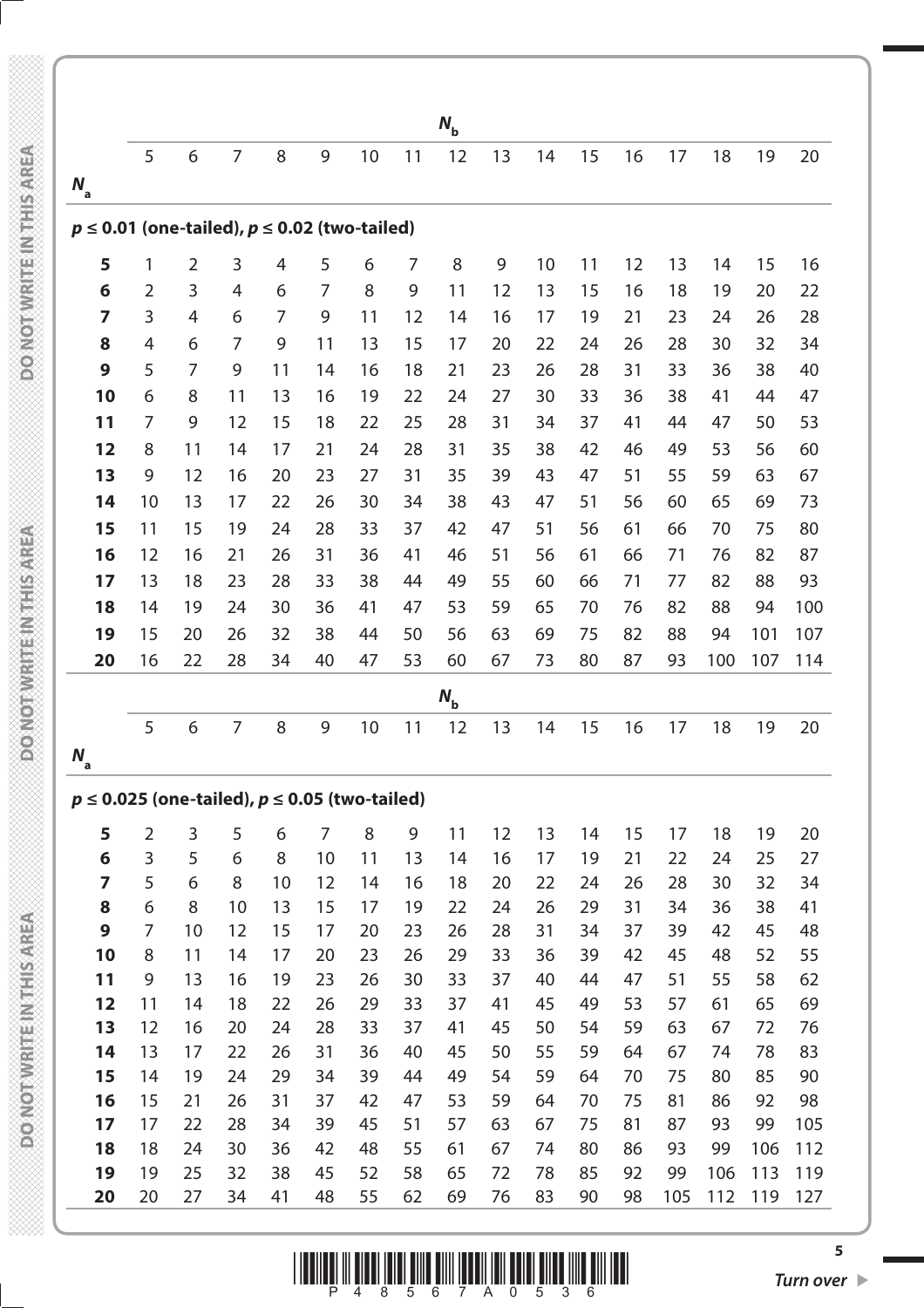| $N_a$ \ $N_b$ | 5 | 6 | 7 | 8 | 9 | 10 | 11 | 12 | 13 | 14 | 15 | 16 | 17 | 18 | 19 | 20 |
|---|---|---|---|---|---|---|---|---|---|---|---|---|---|---|---|---|
| **$p \leq 0.01$ (one-tailed), $p \leq 0.02$ (two-tailed)** | | | | | | | | | | | | | | | | |
| **5** | 1 | 2 | 3 | 4 | 5 | 6 | 7 | 8 | 9 | 10 | 11 | 12 | 13 | 14 | 15 | 16 |
| **6** | 2 | 3 | 4 | 6 | 7 | 8 | 9 | 11 | 12 | 13 | 15 | 16 | 18 | 19 | 20 | 22 |
| **7** | 3 | 4 | 6 | 7 | 9 | 11 | 12 | 14 | 16 | 17 | 19 | 21 | 23 | 24 | 26 | 28 |
| **8** | 4 | 6 | 7 | 9 | 11 | 13 | 15 | 17 | 20 | 22 | 24 | 26 | 28 | 30 | 32 | 34 |
| **9** | 5 | 7 | 9 | 11 | 14 | 16 | 18 | 21 | 23 | 26 | 28 | 31 | 33 | 36 | 38 | 40 |
| **10** | 6 | 8 | 11 | 13 | 16 | 19 | 22 | 24 | 27 | 30 | 33 | 36 | 38 | 41 | 44 | 47 |
| **11** | 7 | 9 | 12 | 15 | 18 | 22 | 25 | 28 | 31 | 34 | 37 | 41 | 44 | 47 | 50 | 53 |
| **12** | 8 | 11 | 14 | 17 | 21 | 24 | 28 | 31 | 35 | 38 | 42 | 46 | 49 | 53 | 56 | 60 |
| **13** | 9 | 12 | 16 | 20 | 23 | 27 | 31 | 35 | 39 | 43 | 47 | 51 | 55 | 59 | 63 | 67 |
| **14** | 10 | 13 | 17 | 22 | 26 | 30 | 34 | 38 | 43 | 47 | 51 | 56 | 60 | 65 | 69 | 73 |
| **15** | 11 | 15 | 19 | 24 | 28 | 33 | 37 | 42 | 47 | 51 | 56 | 61 | 66 | 70 | 75 | 80 |
| **16** | 12 | 16 | 21 | 26 | 31 | 36 | 41 | 46 | 51 | 56 | 61 | 66 | 71 | 76 | 82 | 87 |
| **17** | 13 | 18 | 23 | 28 | 33 | 38 | 44 | 49 | 55 | 60 | 66 | 71 | 77 | 82 | 88 | 93 |
| **18** | 14 | 19 | 24 | 30 | 36 | 41 | 47 | 53 | 59 | 65 | 70 | 76 | 82 | 88 | 94 | 100 |
| **19** | 15 | 20 | 26 | 32 | 38 | 44 | 50 | 56 | 63 | 69 | 75 | 82 | 88 | 94 | 101 | 107 |
| **20** | 16 | 22 | 28 | 34 | 40 | 47 | 53 | 60 | 67 | 73 | 80 | 87 | 93 | 100 | 107 | 114 |

| $N_a$ \ $N_b$ | 5 | 6 | 7 | 8 | 9 | 10 | 11 | 12 | 13 | 14 | 15 | 16 | 17 | 18 | 19 | 20 |
|---|---|---|---|---|---|---|---|---|---|---|---|---|---|---|---|---|
| **$p \leq 0.025$ (one-tailed), $p \leq 0.05$ (two-tailed)** | | | | | | | | | | | | | | | | |
| **5** | 2 | 3 | 5 | 6 | 7 | 8 | 9 | 11 | 12 | 13 | 14 | 15 | 17 | 18 | 19 | 20 |
| **6** | 3 | 5 | 6 | 8 | 10 | 11 | 13 | 14 | 16 | 17 | 19 | 21 | 22 | 24 | 25 | 27 |
| **7** | 5 | 6 | 8 | 10 | 12 | 14 | 16 | 18 | 20 | 22 | 24 | 26 | 28 | 30 | 32 | 34 |
| **8** | 6 | 8 | 10 | 13 | 15 | 17 | 19 | 22 | 24 | 26 | 29 | 31 | 34 | 36 | 38 | 41 |
| **9** | 7 | 10 | 12 | 15 | 17 | 20 | 23 | 26 | 28 | 31 | 34 | 37 | 39 | 42 | 45 | 48 |
| **10** | 8 | 11 | 14 | 17 | 20 | 23 | 26 | 29 | 33 | 36 | 39 | 42 | 45 | 48 | 52 | 55 |
| **11** | 9 | 13 | 16 | 19 | 23 | 26 | 30 | 33 | 37 | 40 | 44 | 47 | 51 | 55 | 58 | 62 |
| **12** | 11 | 14 | 18 | 22 | 26 | 29 | 33 | 37 | 41 | 45 | 49 | 53 | 57 | 61 | 65 | 69 |
| **13** | 12 | 16 | 20 | 24 | 28 | 33 | 37 | 41 | 45 | 50 | 54 | 59 | 63 | 67 | 72 | 76 |
| **14** | 13 | 17 | 22 | 26 | 31 | 36 | 40 | 45 | 50 | 55 | 59 | 64 | 67 | 74 | 78 | 83 |
| **15** | 14 | 19 | 24 | 29 | 34 | 39 | 44 | 49 | 54 | 59 | 64 | 70 | 75 | 80 | 85 | 90 |
| **16** | 15 | 21 | 26 | 31 | 37 | 42 | 47 | 53 | 59 | 64 | 70 | 75 | 81 | 86 | 92 | 98 |
| **17** | 17 | 22 | 28 | 34 | 39 | 45 | 51 | 57 | 63 | 67 | 75 | 81 | 87 | 93 | 99 | 105 |
| **18** | 18 | 24 | 30 | 36 | 42 | 48 | 55 | 61 | 67 | 74 | 80 | 86 | 93 | 99 | 106 | 112 |
| **19** | 19 | 25 | 32 | 38 | 45 | 52 | 58 | 65 | 72 | 78 | 85 | 92 | 99 | 106 | 113 | 119 |
| **20** | 20 | 27 | 34 | 41 | 48 | 55 | 62 | 69 | 76 | 83 | 90 | 98 | 105 | 112 | 119 | 127 |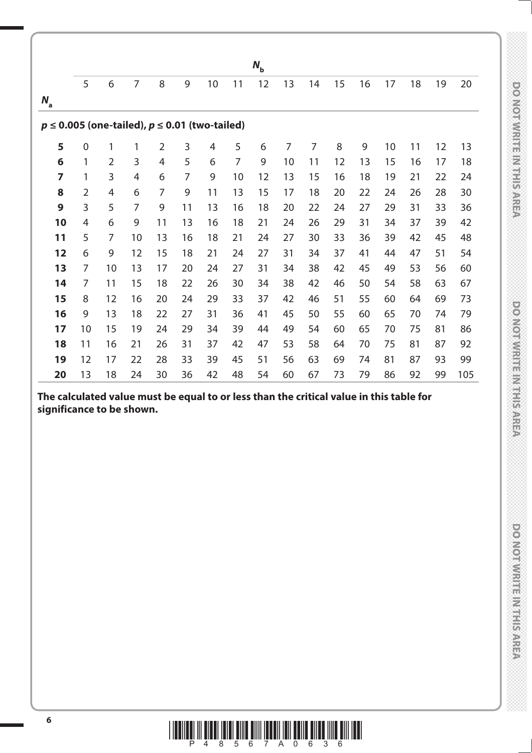| $N_a$ | $N_b$ | | | | | | | | | | | | | | | |
|---|---|---|---|---|---|---|---|---|---|---|---|---|---|---|---|---|
| | 5 | 6 | 7 | 8 | 9 | 10 | 11 | 12 | 13 | 14 | 15 | 16 | 17 | 18 | 19 | 20 |
| **$p \leq 0.005$ (one-tailed), $p \leq 0.01$ (two-tailed)** | | | | | | | | | | | | | | | | |
| **5** | 0 | 1 | 1 | 2 | 3 | 4 | 5 | 6 | 7 | 7 | 8 | 9 | 10 | 11 | 12 | 13 |
| **6** | 1 | 2 | 3 | 4 | 5 | 6 | 7 | 9 | 10 | 11 | 12 | 13 | 15 | 16 | 17 | 18 |
| **7** | 1 | 3 | 4 | 6 | 7 | 9 | 10 | 12 | 13 | 15 | 16 | 18 | 19 | 21 | 22 | 24 |
| **8** | 2 | 4 | 6 | 7 | 9 | 11 | 13 | 15 | 17 | 18 | 20 | 22 | 24 | 26 | 28 | 30 |
| **9** | 3 | 5 | 7 | 9 | 11 | 13 | 16 | 18 | 20 | 22 | 24 | 27 | 29 | 31 | 33 | 36 |
| **10** | 4 | 6 | 9 | 11 | 13 | 16 | 18 | 21 | 24 | 26 | 29 | 31 | 34 | 37 | 39 | 42 |
| **11** | 5 | 7 | 10 | 13 | 16 | 18 | 21 | 24 | 27 | 30 | 33 | 36 | 39 | 42 | 45 | 48 |
| **12** | 6 | 9 | 12 | 15 | 18 | 21 | 24 | 27 | 31 | 34 | 37 | 41 | 44 | 47 | 51 | 54 |
| **13** | 7 | 10 | 13 | 17 | 20 | 24 | 27 | 31 | 34 | 38 | 42 | 45 | 49 | 53 | 56 | 60 |
| **14** | 7 | 11 | 15 | 18 | 22 | 26 | 30 | 34 | 38 | 42 | 46 | 50 | 54 | 58 | 63 | 67 |
| **15** | 8 | 12 | 16 | 20 | 24 | 29 | 33 | 37 | 42 | 46 | 51 | 55 | 60 | 64 | 69 | 73 |
| **16** | 9 | 13 | 18 | 22 | 27 | 31 | 36 | 41 | 45 | 50 | 55 | 60 | 65 | 70 | 74 | 79 |
| **17** | 10 | 15 | 19 | 24 | 29 | 34 | 39 | 44 | 49 | 54 | 60 | 65 | 70 | 75 | 81 | 86 |
| **18** | 11 | 16 | 21 | 26 | 31 | 37 | 42 | 47 | 53 | 58 | 64 | 70 | 75 | 81 | 87 | 92 |
| **19** | 12 | 17 | 22 | 28 | 33 | 39 | 45 | 51 | 56 | 63 | 69 | 74 | 81 | 87 | 93 | 99 |
| **20** | 13 | 18 | 24 | 30 | 36 | 42 | 48 | 54 | 60 | 67 | 73 | 79 | 86 | 92 | 99 | 105 |

**The calculated value must be equal to or less than the critical value in this table for significance to be shown.**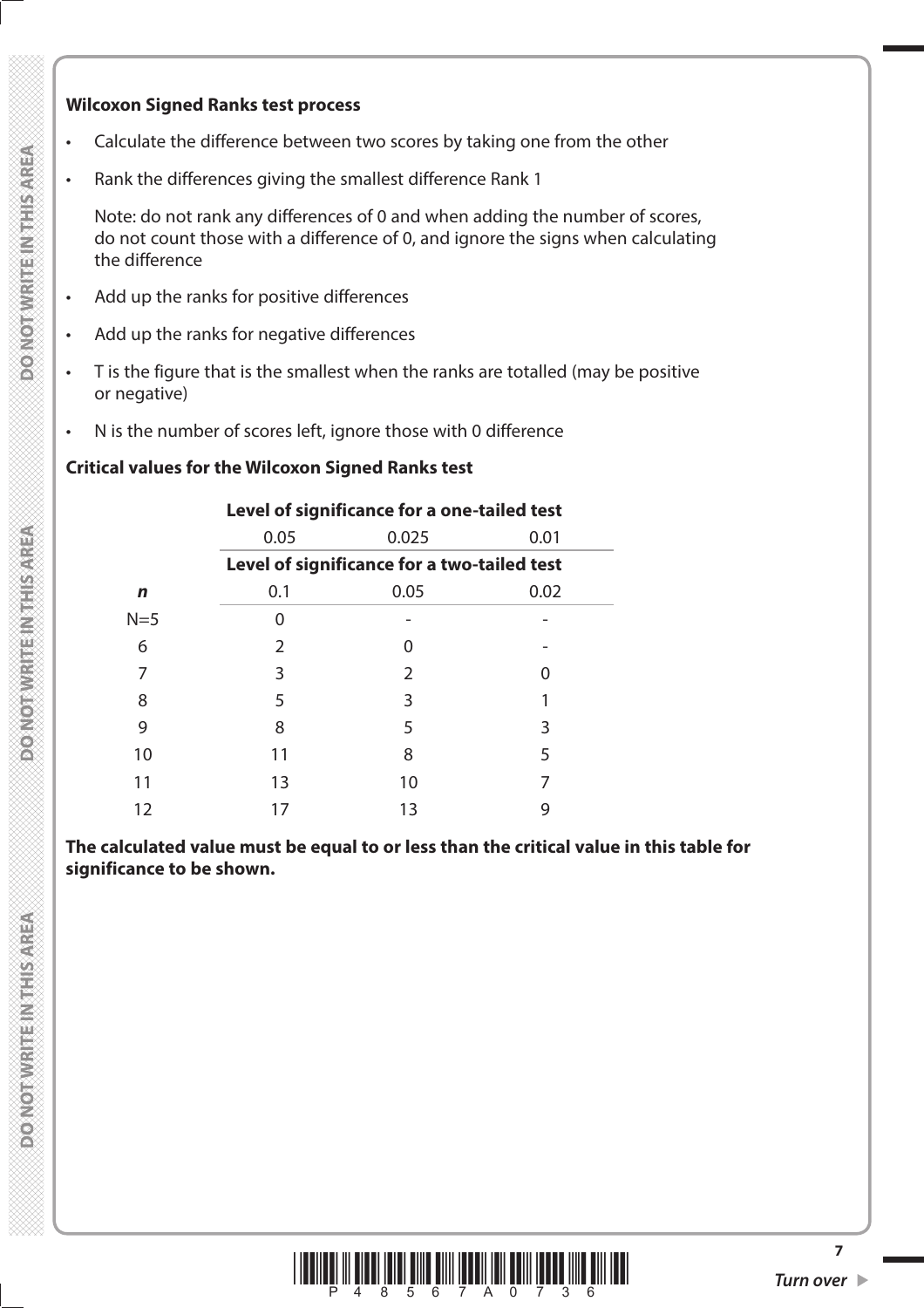**Wilcoxon Signed Ranks test process**

- Calculate the difference between two scores by taking one from the other
- Rank the differences giving the smallest difference Rank 1

  Note: do not rank any differences of 0 and when adding the number of scores, do not count those with a difference of 0, and ignore the signs when calculating the difference

- Add up the ranks for positive differences
- Add up the ranks for negative differences
- T is the figure that is the smallest when the ranks are totalled (may be positive or negative)
- N is the number of scores left, ignore those with 0 difference

**Critical values for the Wilcoxon Signed Ranks test**

| | **Level of significance for a one-tailed test** | | |
|---|---|---|---|
| | 0.05 | 0.025 | 0.01 |
| | **Level of significance for a two-tailed test** | | |
| ***n*** | 0.1 | 0.05 | 0.02 |
| N=5 | 0 | - | - |
| 6 | 2 | 0 | - |
| 7 | 3 | 2 | 0 |
| 8 | 5 | 3 | 1 |
| 9 | 8 | 5 | 3 |
| 10 | 11 | 8 | 5 |
| 11 | 13 | 10 | 7 |
| 12 | 17 | 13 | 9 |

**The calculated value must be equal to or less than the critical value in this table for significance to be shown.**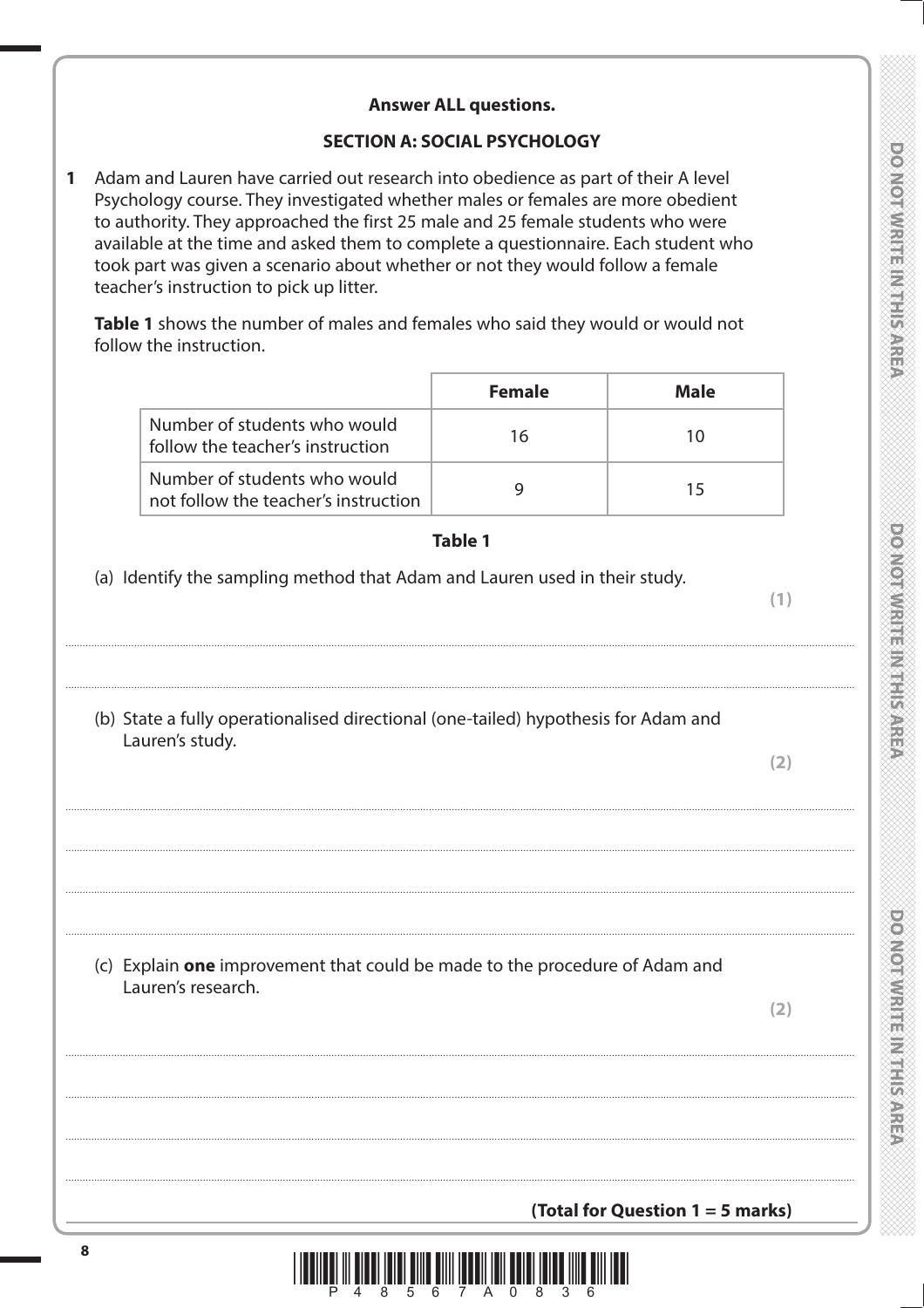**Answer ALL questions.**

**SECTION A: SOCIAL PSYCHOLOGY**

**1** Adam and Lauren have carried out research into obedience as part of their A level Psychology course. They investigated whether males or females are more obedient to authority. They approached the first 25 male and 25 female students who were available at the time and asked them to complete a questionnaire. Each student who took part was given a scenario about whether or not they would follow a female teacher's instruction to pick up litter.

**Table 1** shows the number of males and females who said they would or would not follow the instruction.

| | **Female** | **Male** |
|---|---|---|
| Number of students who would follow the teacher's instruction | 16 | 10 |
| Number of students who would not follow the teacher's instruction | 9 | 15 |

**Table 1**

(a) Identify the sampling method that Adam and Lauren used in their study.

**(1)**

(b) State a fully operationalised directional (one-tailed) hypothesis for Adam and Lauren's study.

**(2)**

(c) Explain **one** improvement that could be made to the procedure of Adam and Lauren's research.

**(2)**

**(Total for Question 1 = 5 marks)**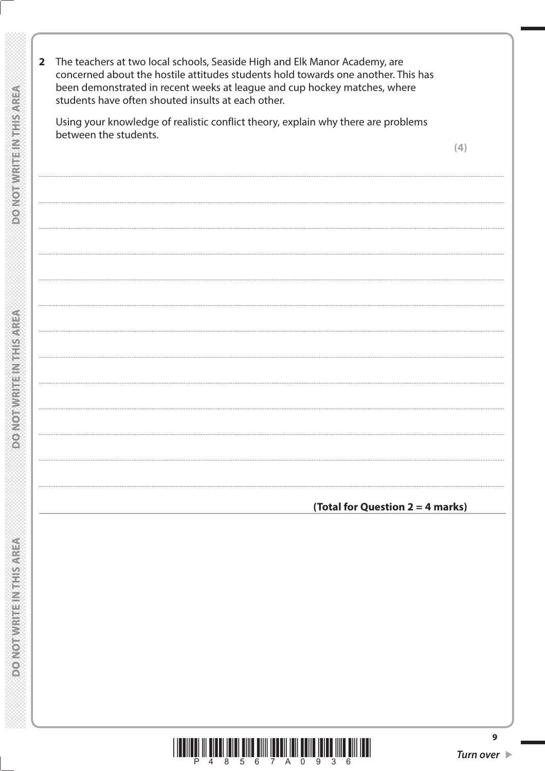**2** The teachers at two local schools, Seaside High and Elk Manor Academy, are concerned about the hostile attitudes students hold towards one another. This has been demonstrated in recent weeks at league and cup hockey matches, where students have often shouted insults at each other.

Using your knowledge of realistic conflict theory, explain why there are problems between the students.

**(4)**

**(Total for Question 2 = 4 marks)**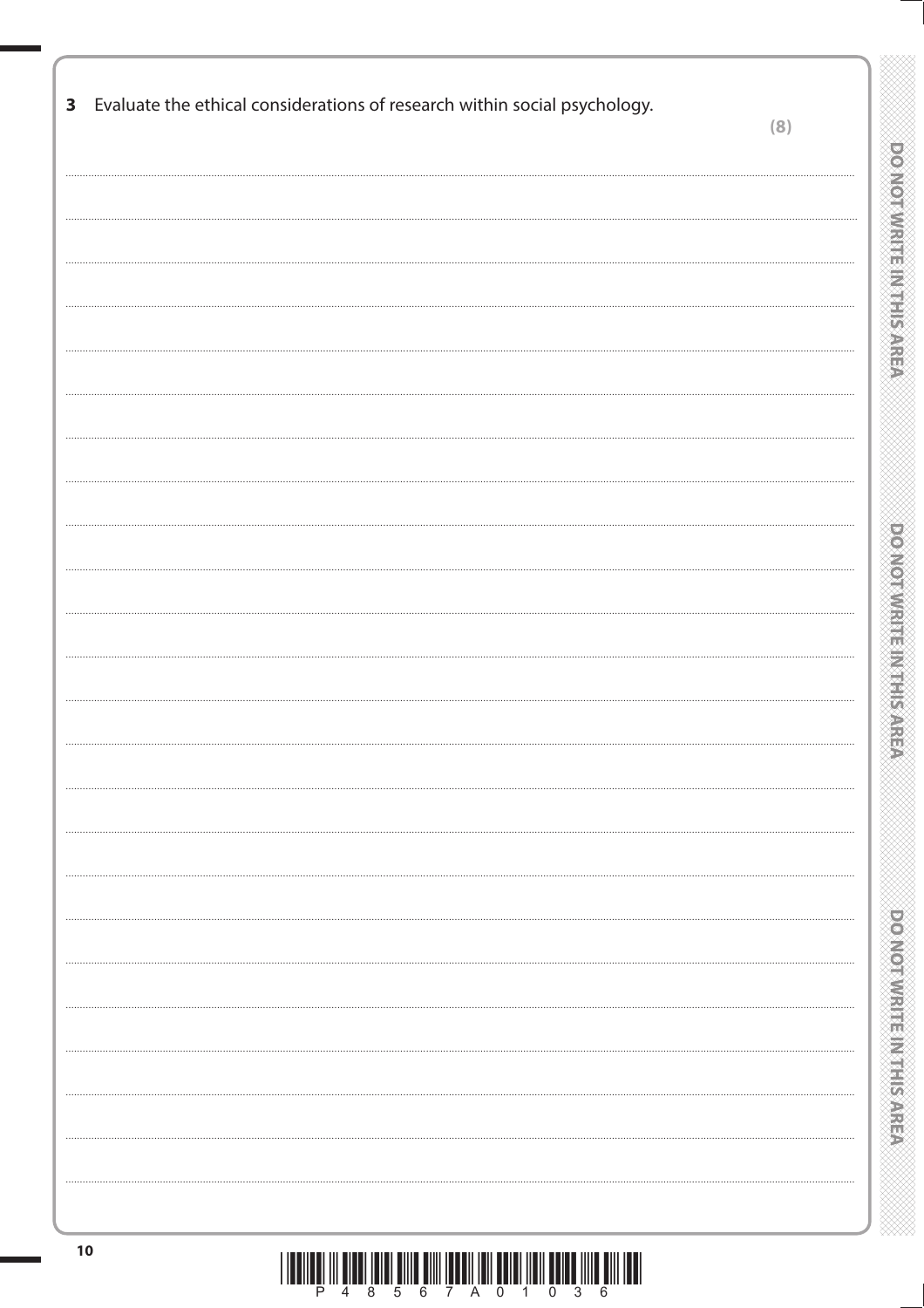**3** Evaluate the ethical considerations of research within social psychology.

**(8)**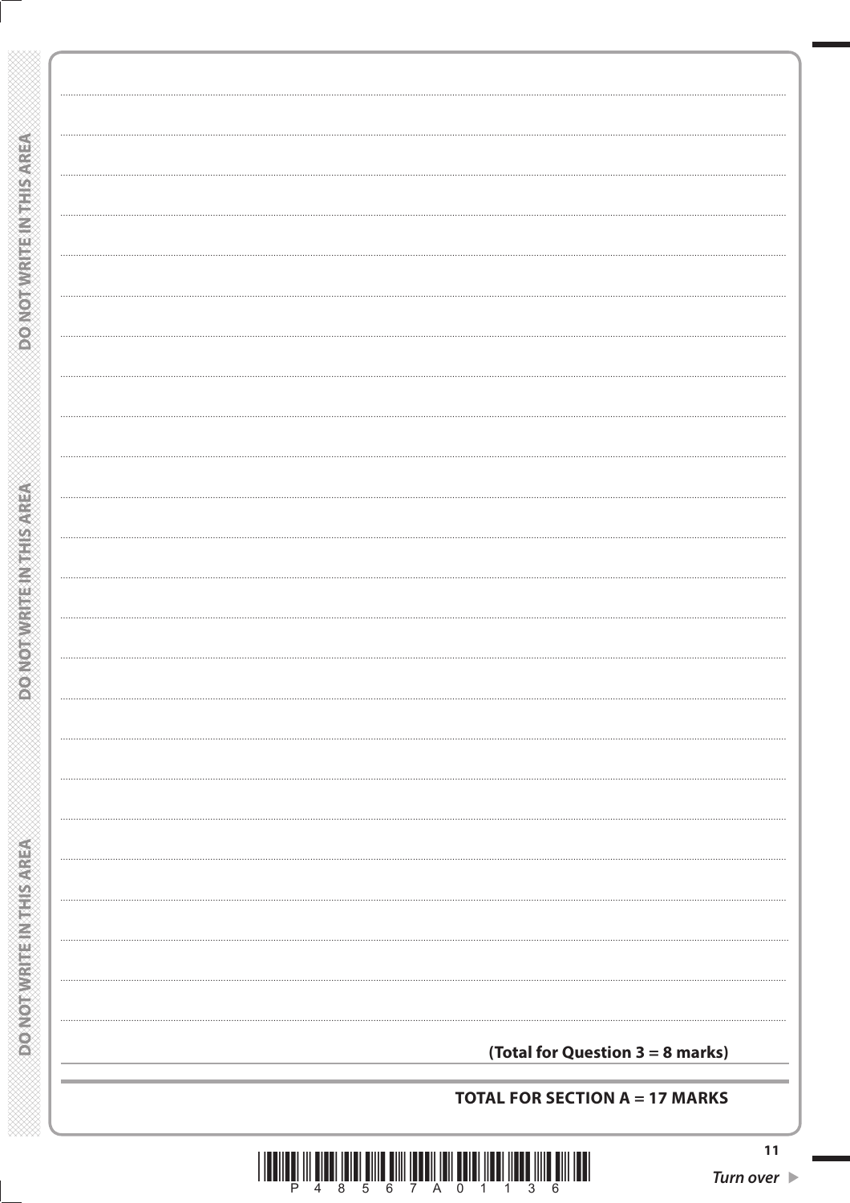**(Total for Question 3 = 8 marks)**

**TOTAL FOR SECTION A = 17 MARKS**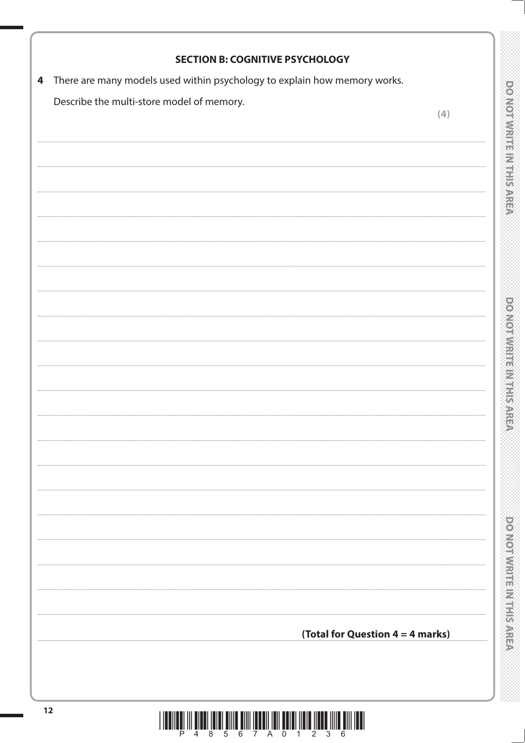## SECTION B: COGNITIVE PSYCHOLOGY

**4** There are many models used within psychology to explain how memory works.

Describe the multi-store model of memory.

**(4)**

**(Total for Question 4 = 4 marks)**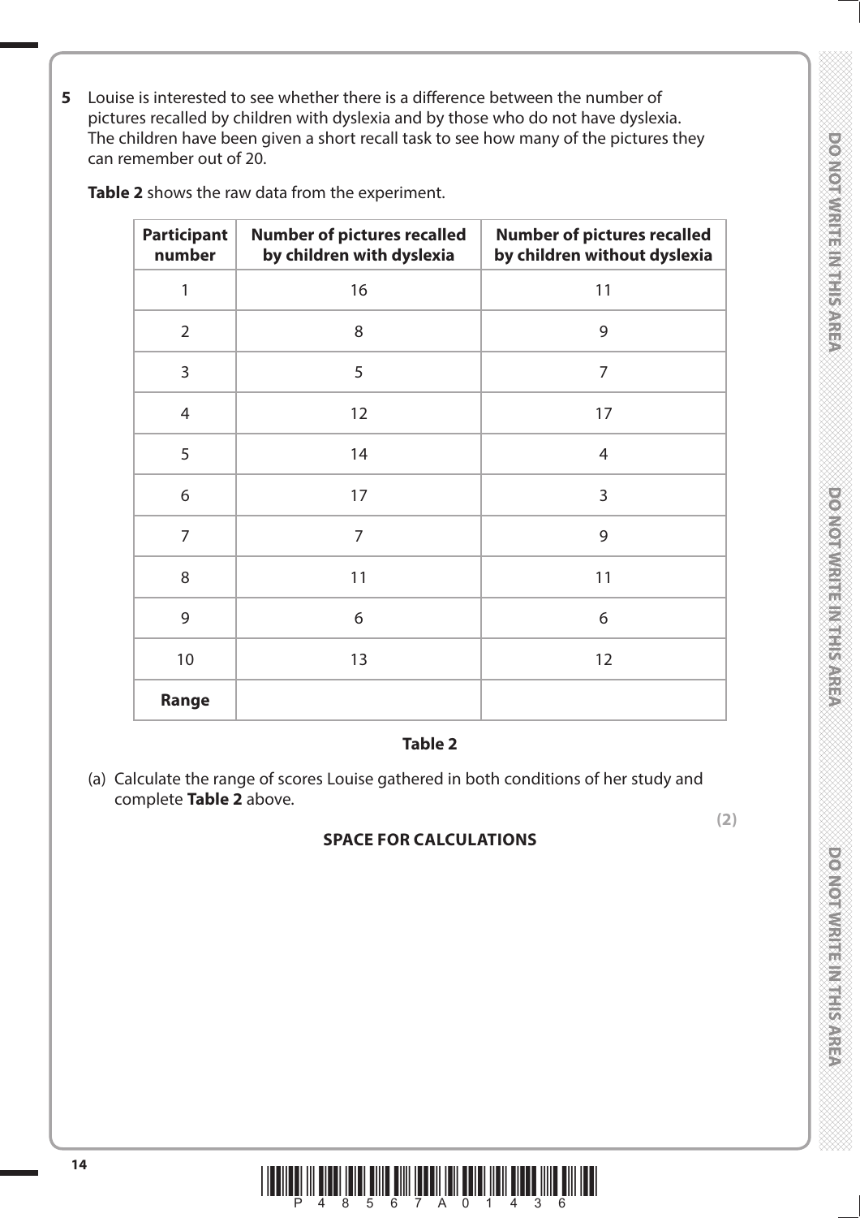**5** Louise is interested to see whether there is a difference between the number of pictures recalled by children with dyslexia and by those who do not have dyslexia. The children have been given a short recall task to see how many of the pictures they can remember out of 20.

**Table 2** shows the raw data from the experiment.

| Participant number | Number of pictures recalled by children with dyslexia | Number of pictures recalled by children without dyslexia |
|---|---|---|
| 1 | 16 | 11 |
| 2 | 8 | 9 |
| 3 | 5 | 7 |
| 4 | 12 | 17 |
| 5 | 14 | 4 |
| 6 | 17 | 3 |
| 7 | 7 | 9 |
| 8 | 11 | 11 |
| 9 | 6 | 6 |
| 10 | 13 | 12 |
| **Range** | | |

**Table 2**

(a) Calculate the range of scores Louise gathered in both conditions of her study and complete **Table 2** above.

**(2)**

**SPACE FOR CALCULATIONS**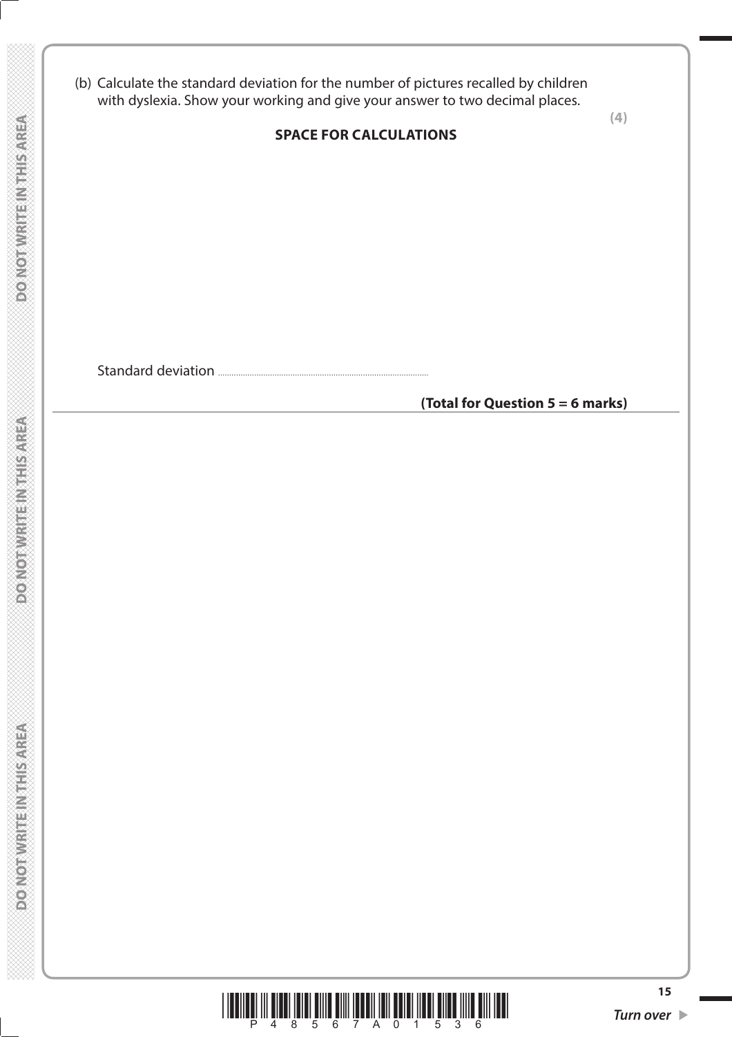(b) Calculate the standard deviation for the number of pictures recalled by children with dyslexia. Show your working and give your answer to two decimal places.

**(4)**

**SPACE FOR CALCULATIONS**

Standard deviation ..............................................................................................

**(Total for Question 5 = 6 marks)**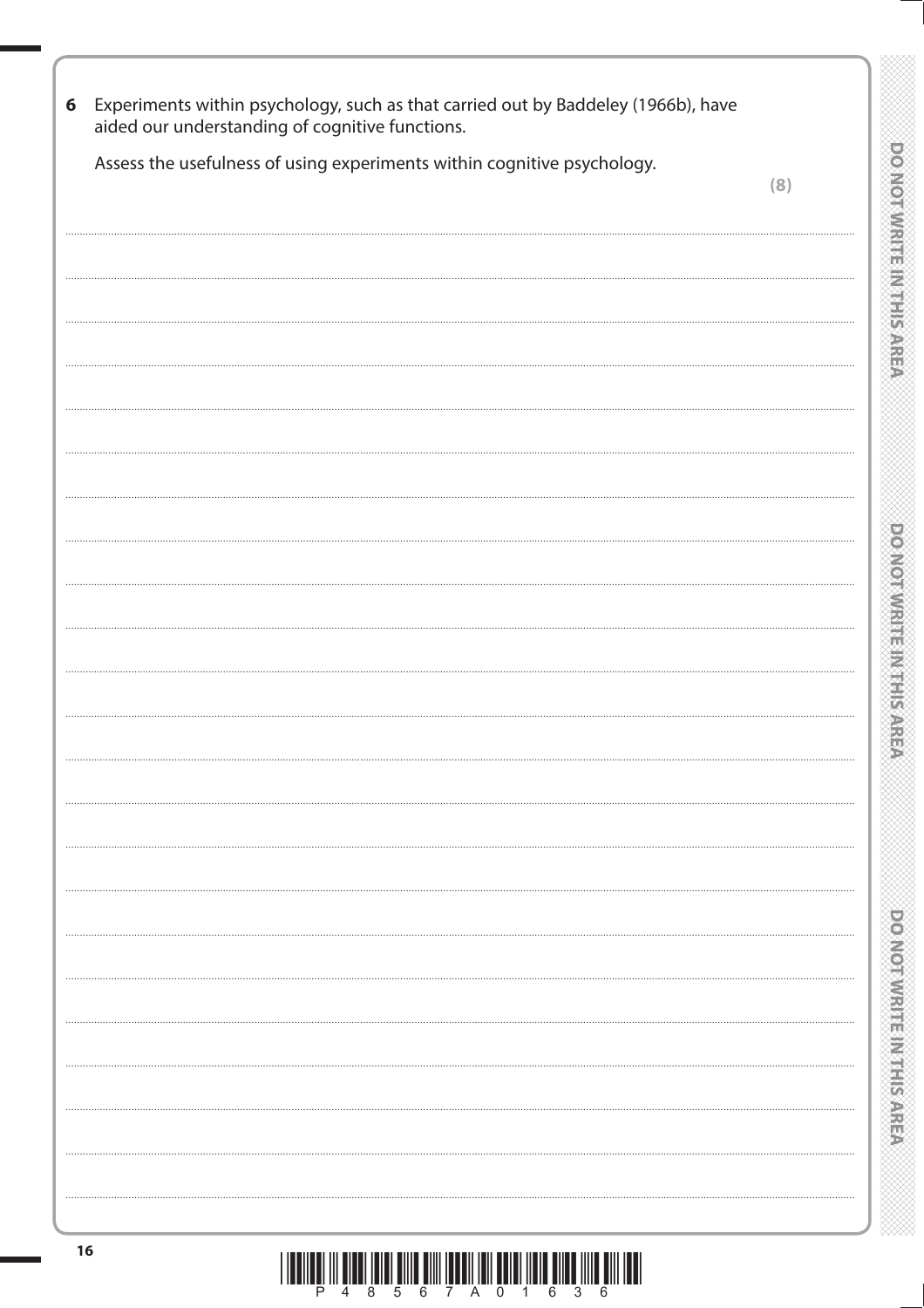**6** Experiments within psychology, such as that carried out by Baddeley (1966b), have aided our understanding of cognitive functions.

Assess the usefulness of using experiments within cognitive psychology.

**(8)**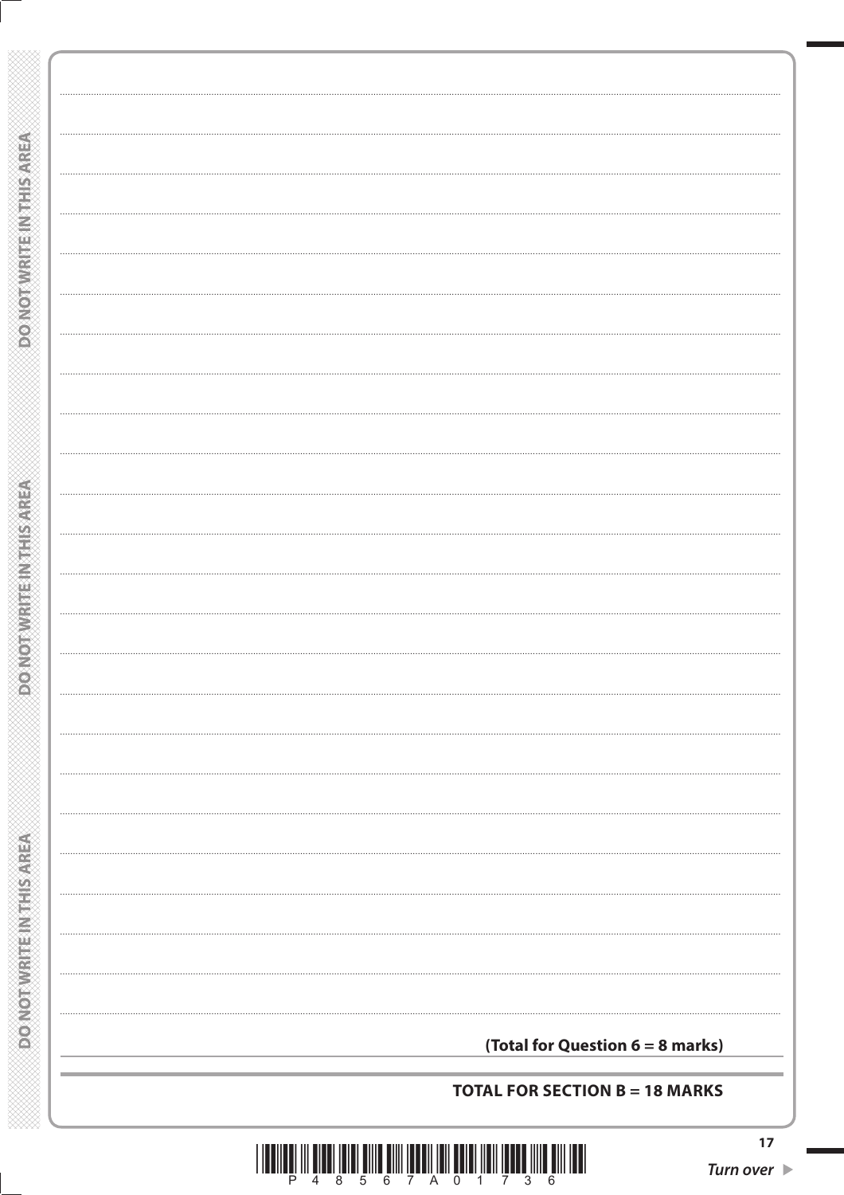**(Total for Question 6 = 8 marks)**

**TOTAL FOR SECTION B = 18 MARKS**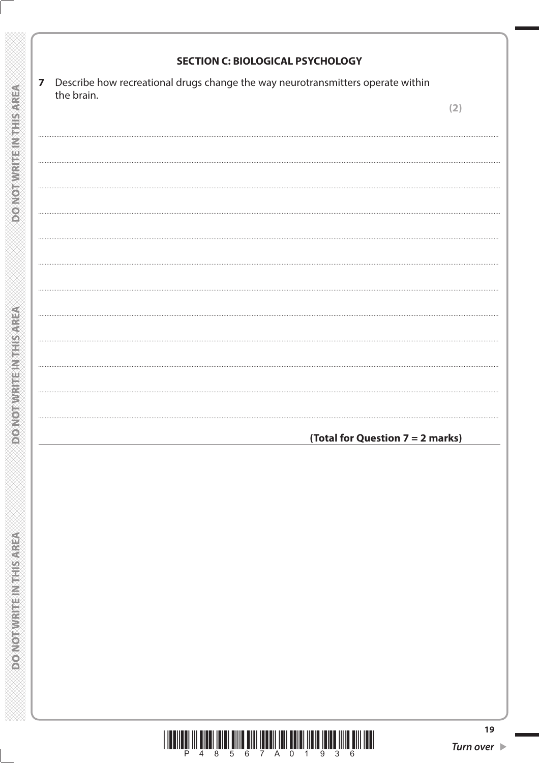## SECTION C: BIOLOGICAL PSYCHOLOGY

**7** Describe how recreational drugs change the way neurotransmitters operate within the brain.

**(2)**

**(Total for Question 7 = 2 marks)**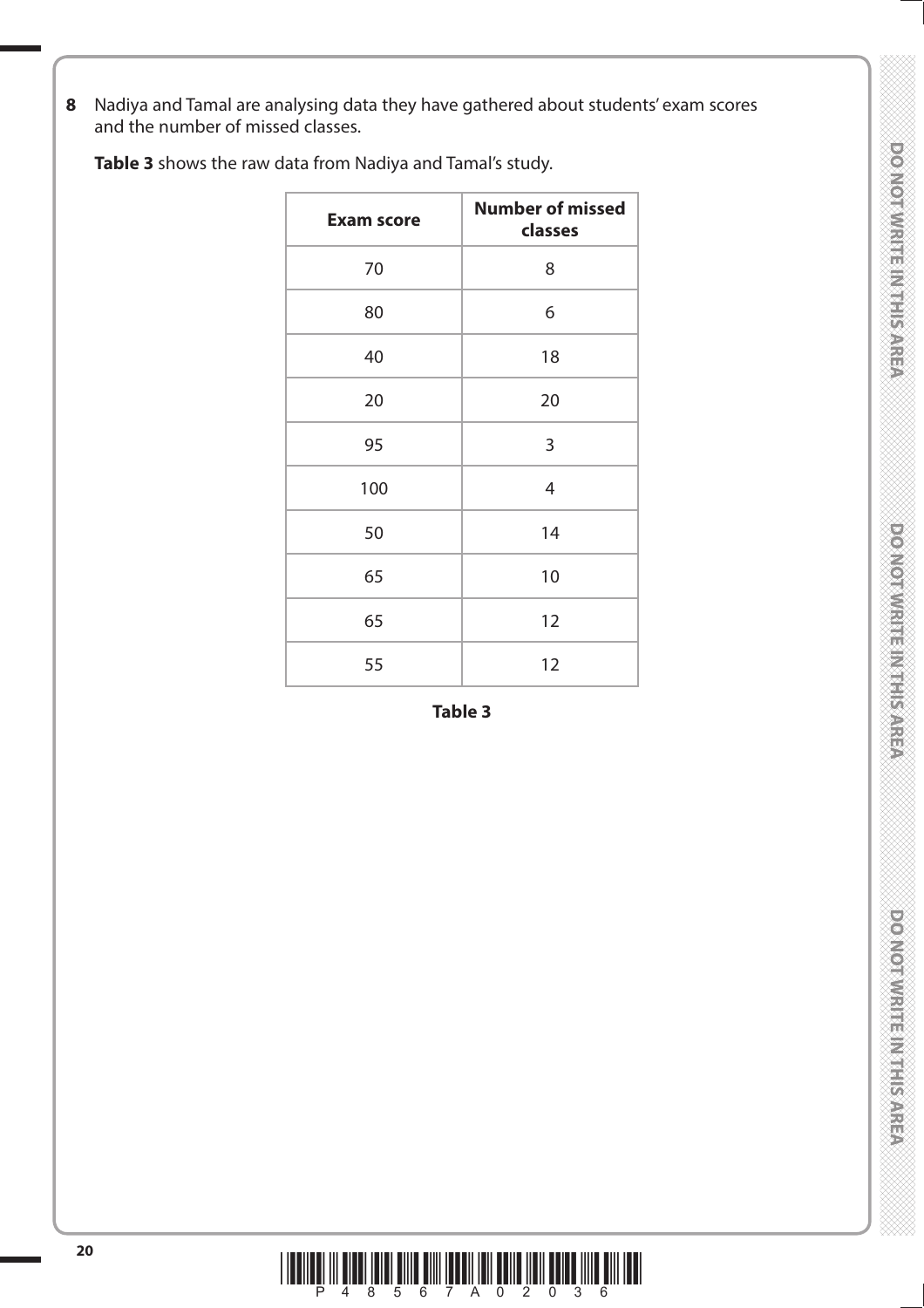**8** Nadiya and Tamal are analysing data they have gathered about students' exam scores and the number of missed classes.

**Table 3** shows the raw data from Nadiya and Tamal's study.

| Exam score | Number of missed classes |
|---|---|
| 70 | 8 |
| 80 | 6 |
| 40 | 18 |
| 20 | 20 |
| 95 | 3 |
| 100 | 4 |
| 50 | 14 |
| 65 | 10 |
| 65 | 12 |
| 55 | 12 |

**Table 3**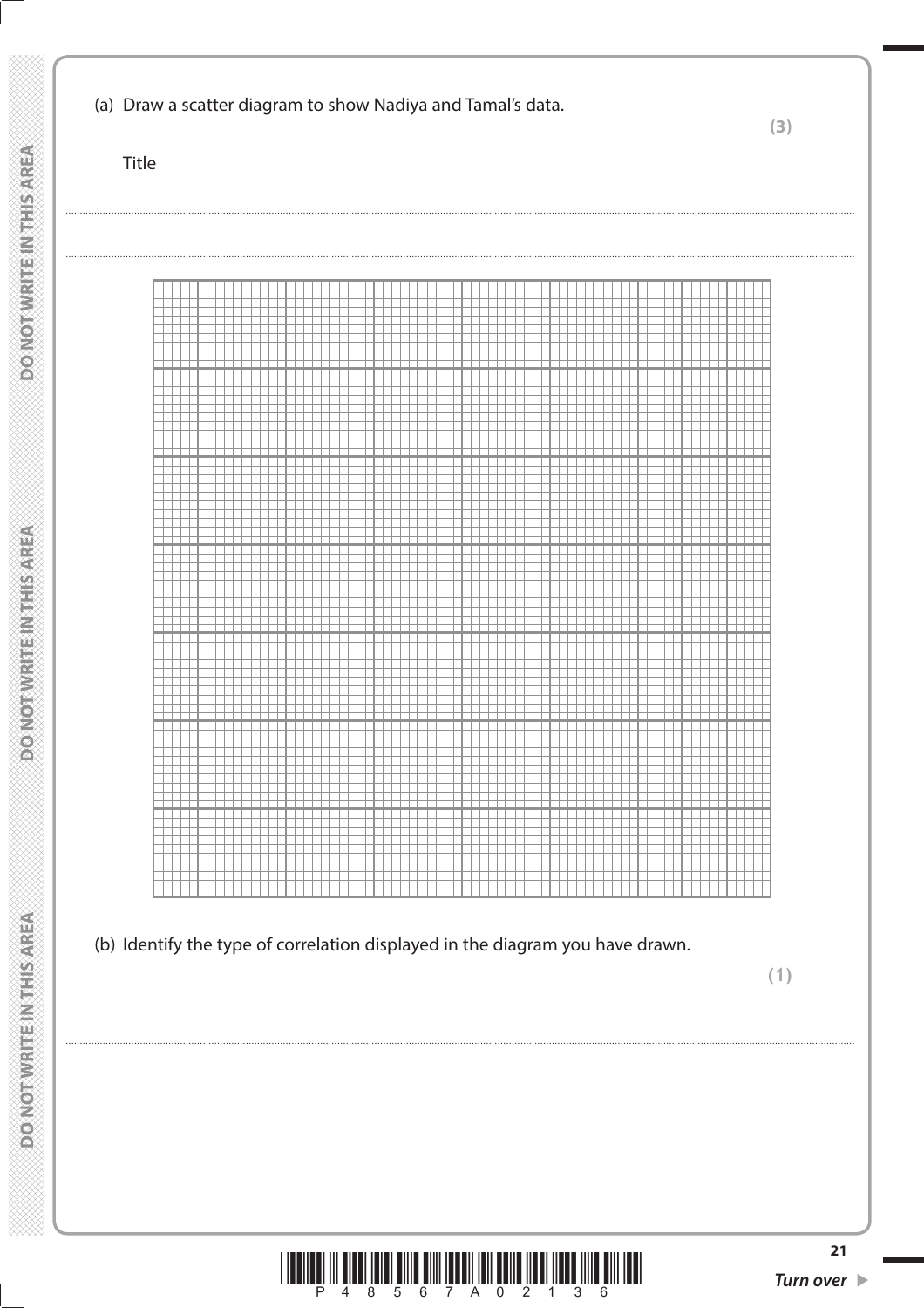(a) Draw a scatter diagram to show Nadiya and Tamal's data.

**(3)**

Title

.......................................................................................................................................................................................................................

.......................................................................................................................................................................................................................

(b) Identify the type of correlation displayed in the diagram you have drawn.

**(1)**

.......................................................................................................................................................................................................................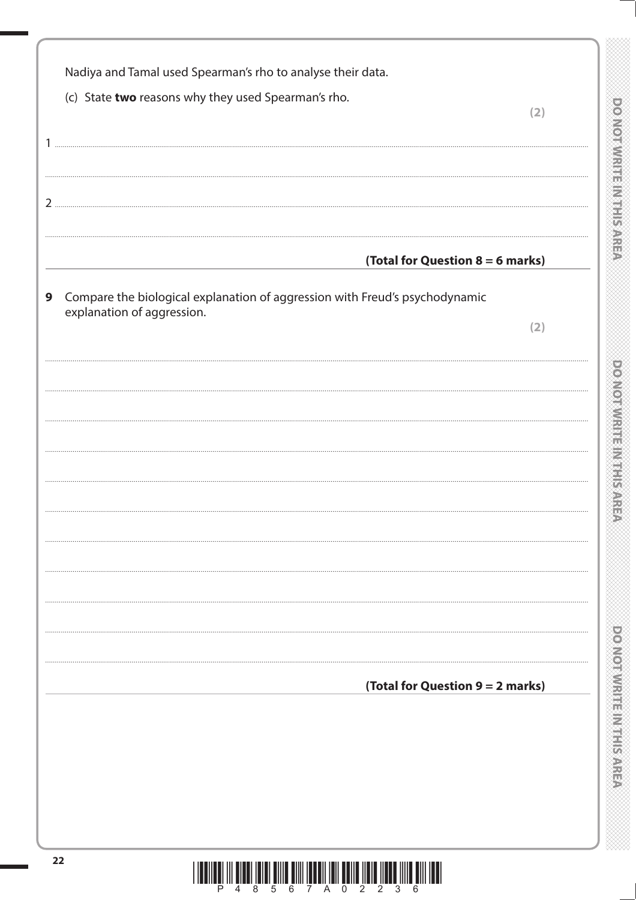Nadiya and Tamal used Spearman's rho to analyse their data.

(c) State **two** reasons why they used Spearman's rho.

**(2)**

1 ..............................................................................................................................................

..............................................................................................................................................

2 ..............................................................................................................................................

..............................................................................................................................................

**(Total for Question 8 = 6 marks)**

**9** Compare the biological explanation of aggression with Freud's psychodynamic explanation of aggression.

**(2)**

..............................................................................................................................................

..............................................................................................................................................

..............................................................................................................................................

..............................................................................................................................................

..............................................................................................................................................

..............................................................................................................................................

..............................................................................................................................................

..............................................................................................................................................

..............................................................................................................................................

..............................................................................................................................................

**(Total for Question 9 = 2 marks)**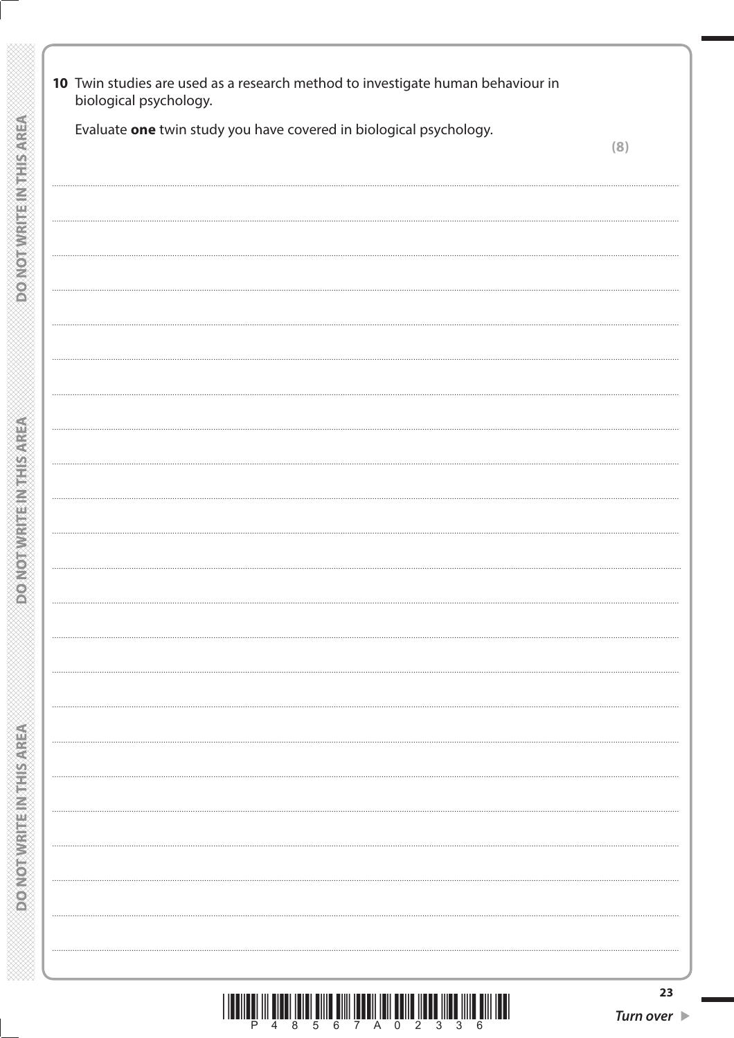**10** Twin studies are used as a research method to investigate human behaviour in biological psychology.

Evaluate **one** twin study you have covered in biological psychology.

**(8)**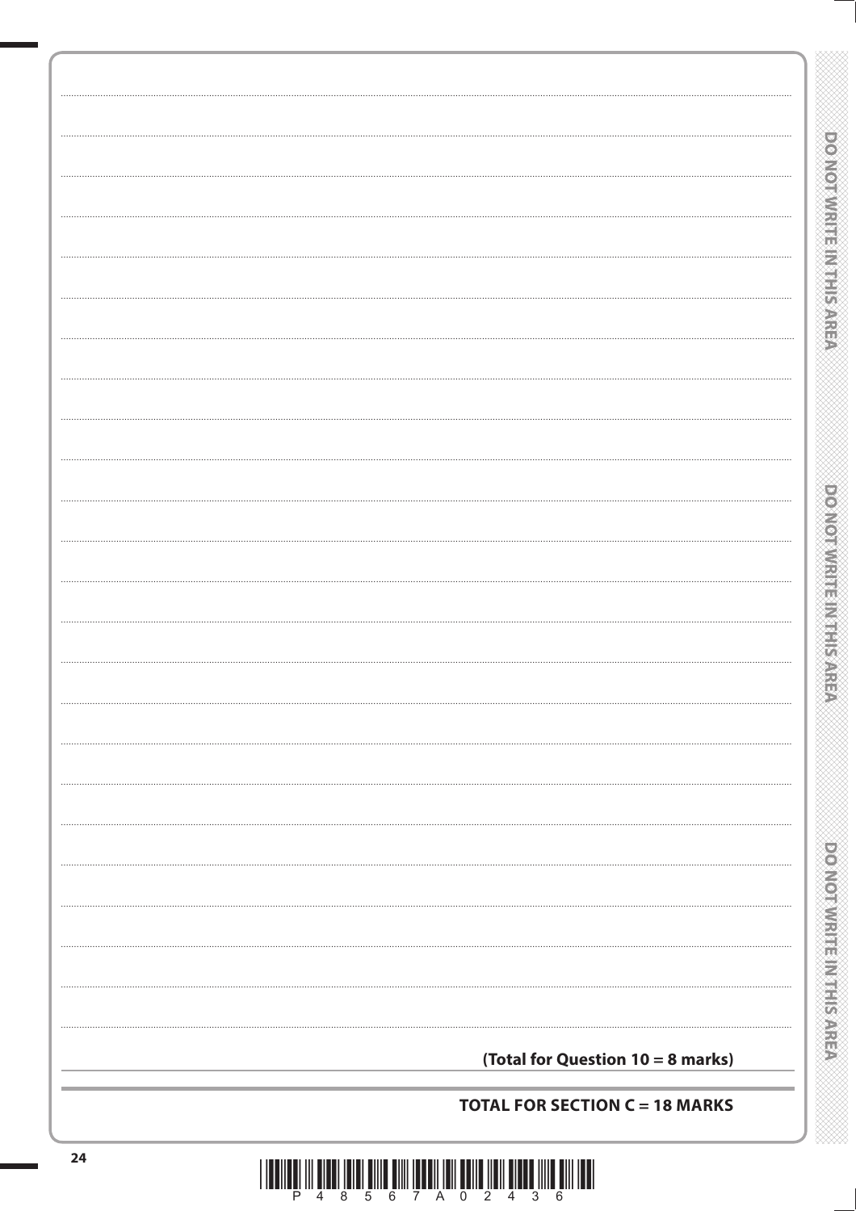**(Total for Question 10 = 8 marks)**

**TOTAL FOR SECTION C = 18 MARKS**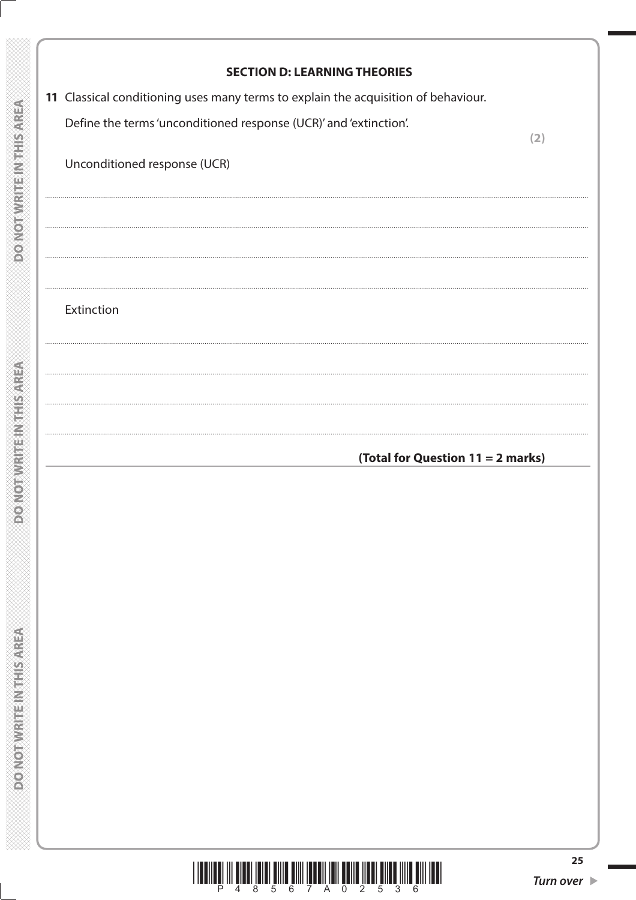## SECTION D: LEARNING THEORIES

**11** Classical conditioning uses many terms to explain the acquisition of behaviour.

Define the terms 'unconditioned response (UCR)' and 'extinction'.

**(2)**

Unconditioned response (UCR)

..............................................................................................................................................

..............................................................................................................................................

..............................................................................................................................................

..............................................................................................................................................

Extinction

..............................................................................................................................................

..............................................................................................................................................

..............................................................................................................................................

..............................................................................................................................................

**(Total for Question 11 = 2 marks)**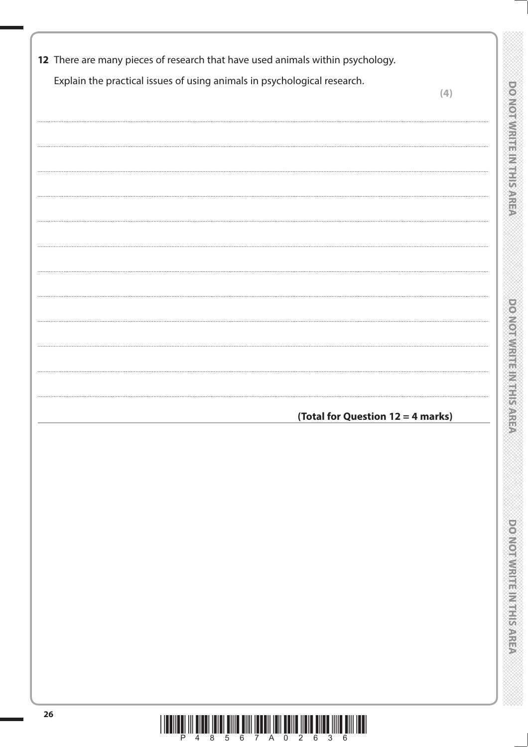**12** There are many pieces of research that have used animals within psychology.

Explain the practical issues of using animals in psychological research.

**(4)**

....................................................................................................................................................................................

....................................................................................................................................................................................

....................................................................................................................................................................................

....................................................................................................................................................................................

....................................................................................................................................................................................

....................................................................................................................................................................................

....................................................................................................................................................................................

....................................................................................................................................................................................

....................................................................................................................................................................................

....................................................................................................................................................................................

....................................................................................................................................................................................

....................................................................................................................................................................................

**(Total for Question 12 = 4 marks)**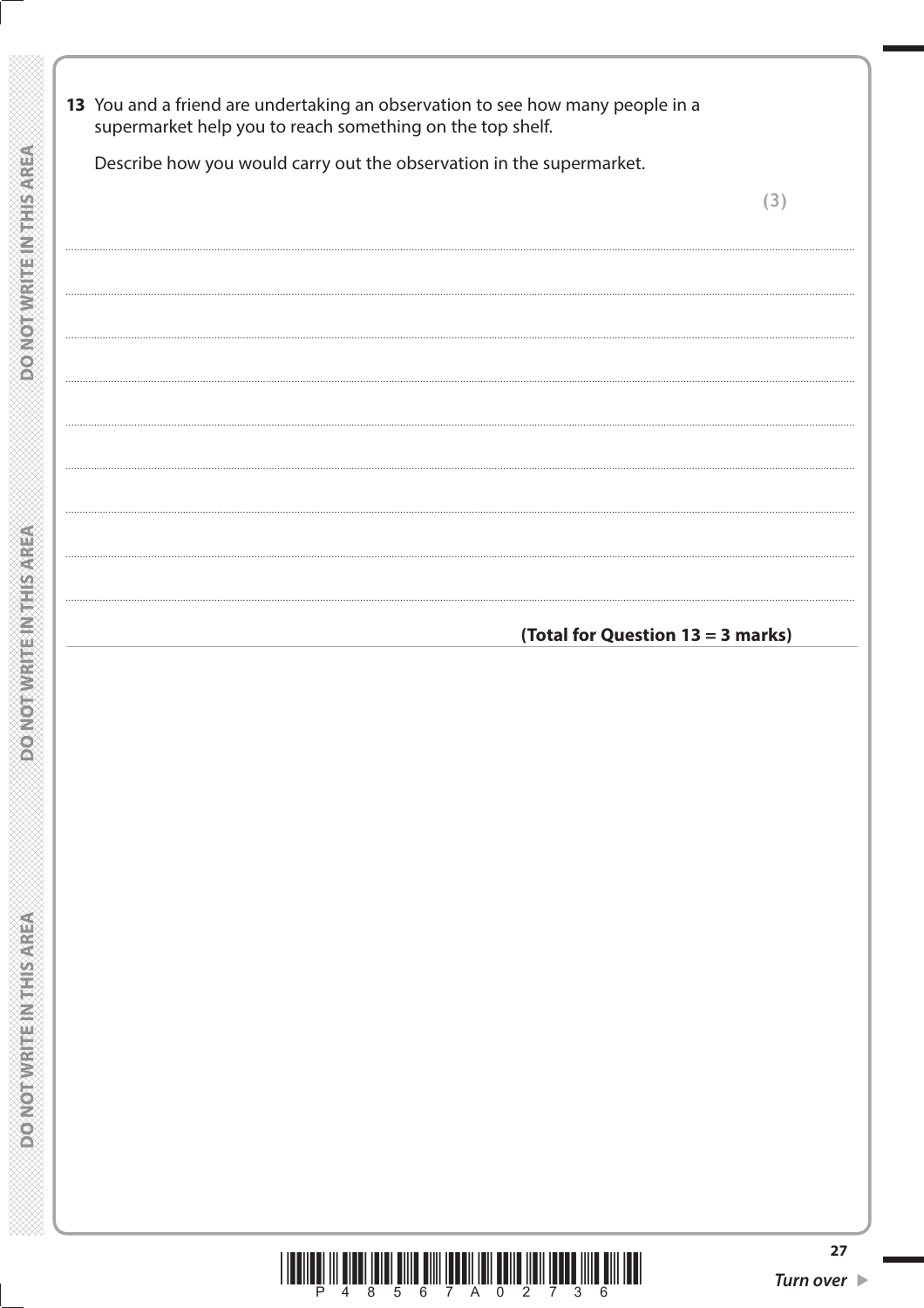**13** You and a friend are undertaking an observation to see how many people in a supermarket help you to reach something on the top shelf.

Describe how you would carry out the observation in the supermarket.

**(3)**

...........................................................................................................................................................................................

...........................................................................................................................................................................................

...........................................................................................................................................................................................

...........................................................................................................................................................................................

...........................................................................................................................................................................................

...........................................................................................................................................................................................

...........................................................................................................................................................................................

...........................................................................................................................................................................................

**(Total for Question 13 = 3 marks)**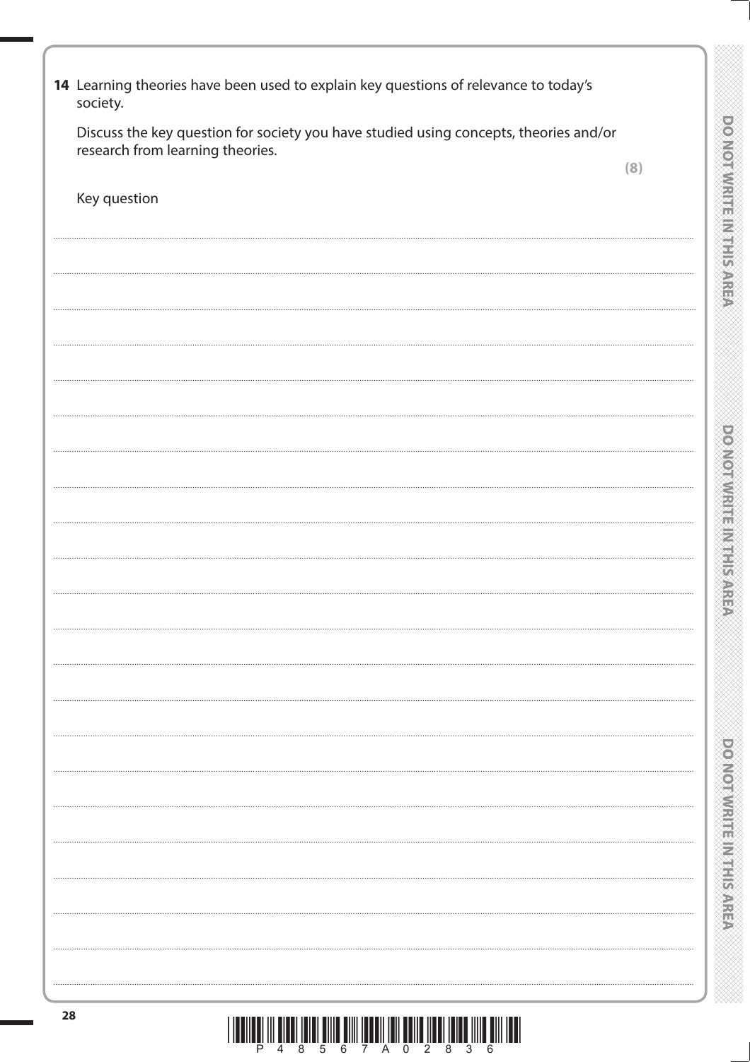**14** Learning theories have been used to explain key questions of relevance to today's society.

Discuss the key question for society you have studied using concepts, theories and/or research from learning theories.

**(8)**

Key question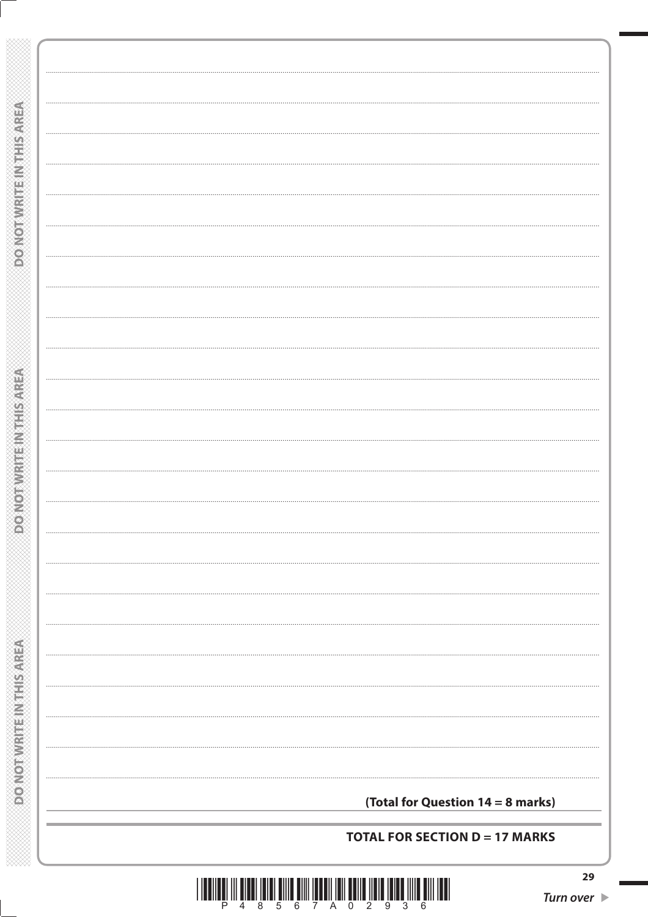**(Total for Question 14 = 8 marks)**

**TOTAL FOR SECTION D = 17 MARKS**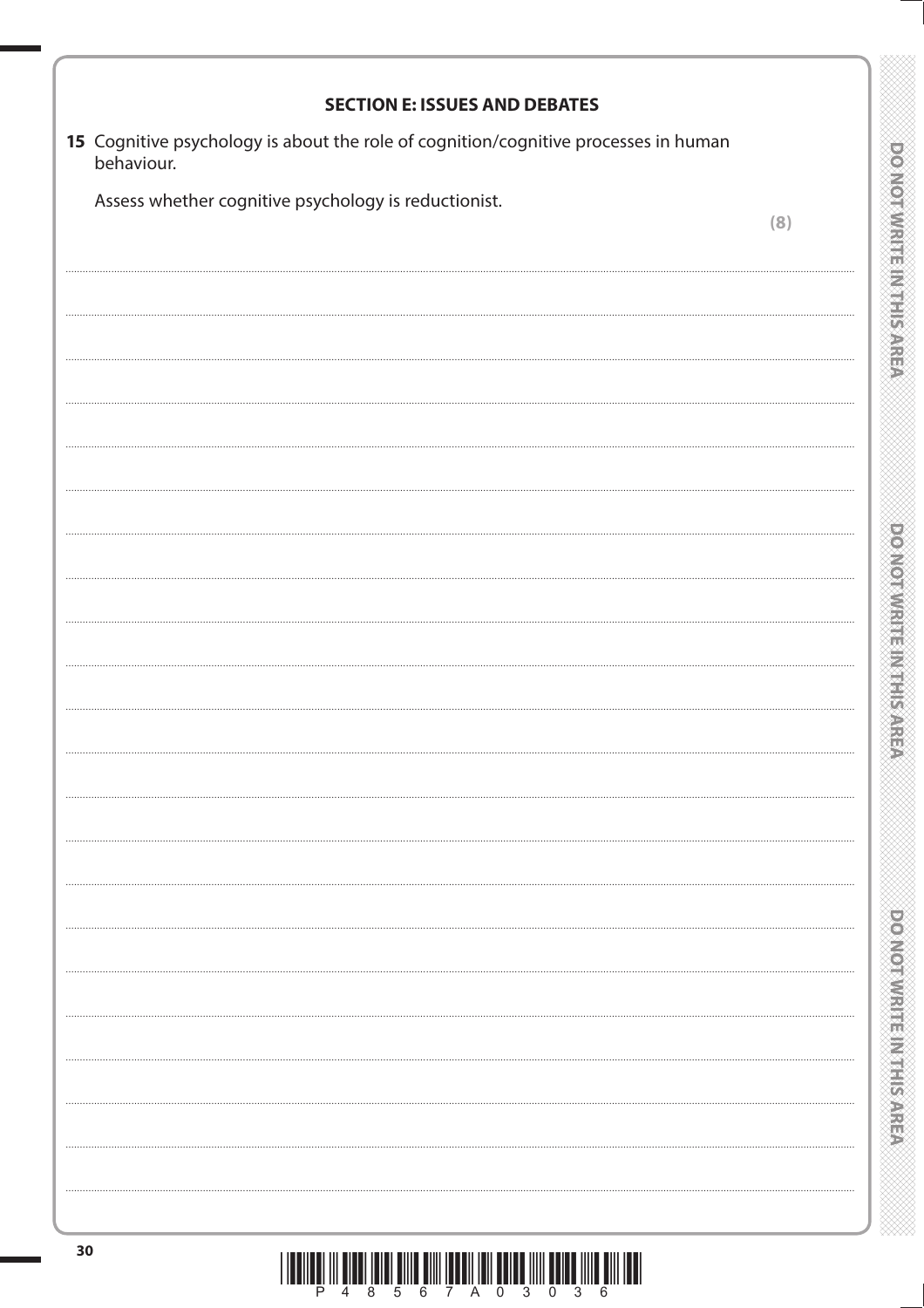## SECTION E: ISSUES AND DEBATES

**15** Cognitive psychology is about the role of cognition/cognitive processes in human behaviour.

Assess whether cognitive psychology is reductionist.

**(8)**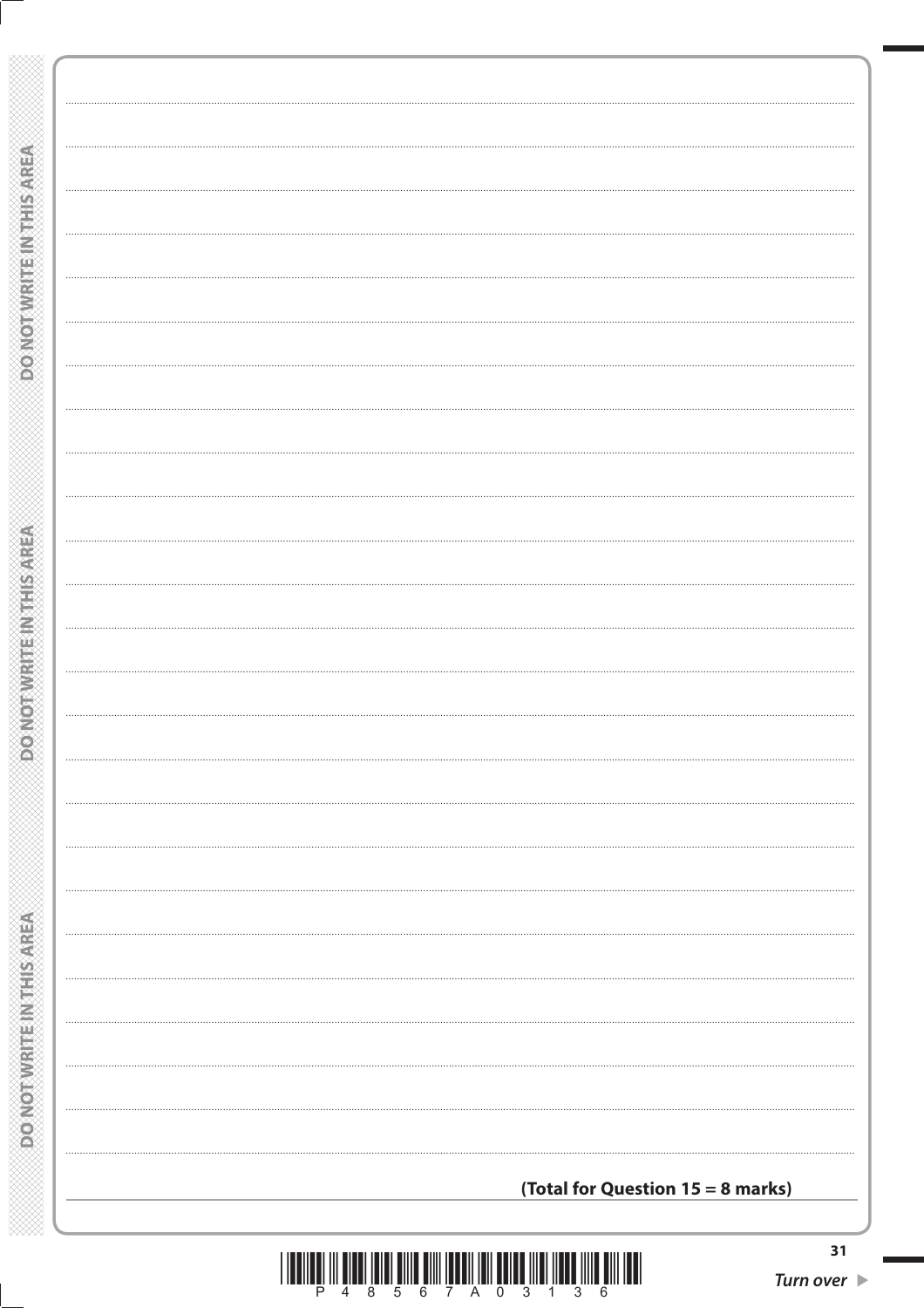**(Total for Question 15 = 8 marks)**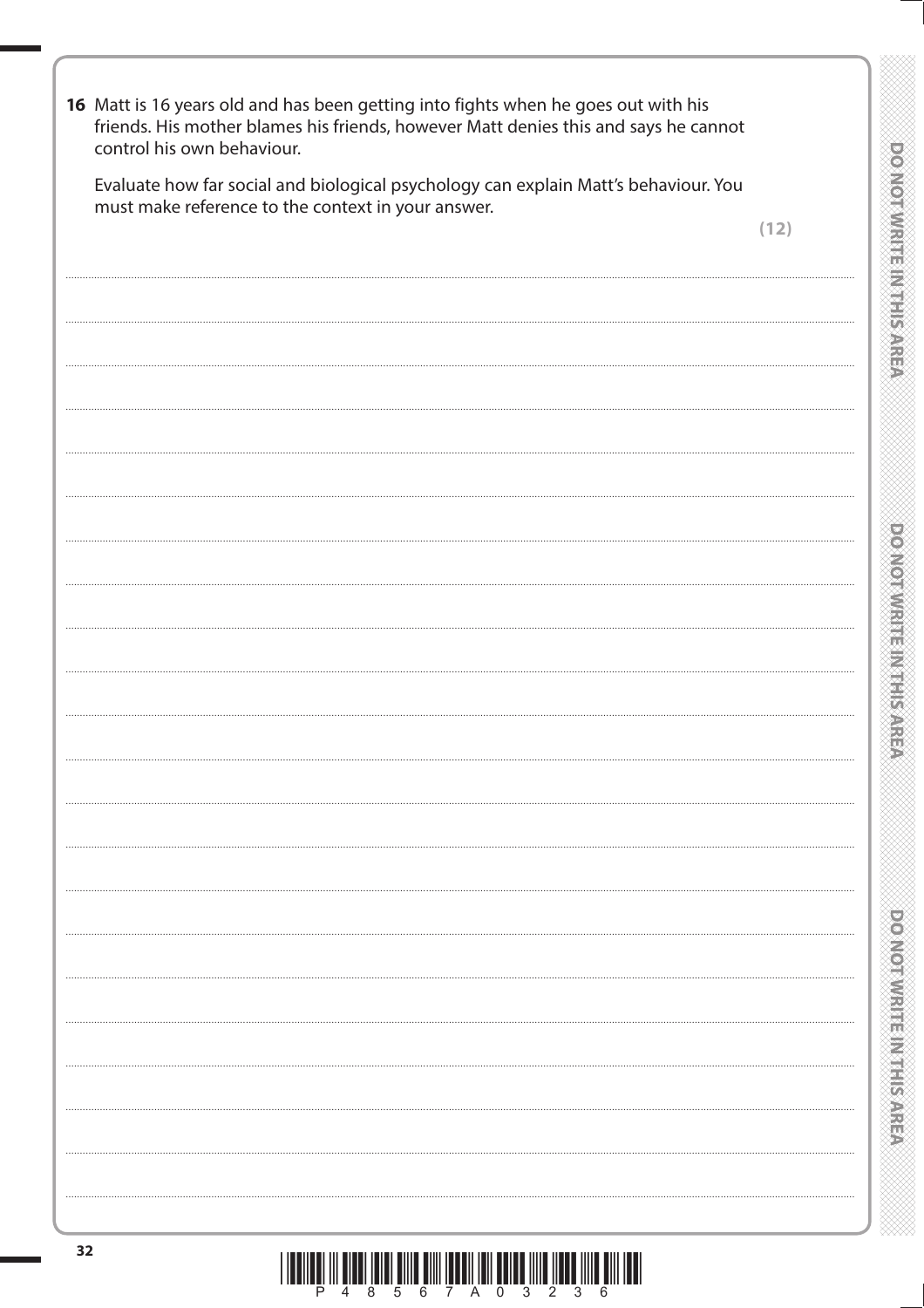**16** Matt is 16 years old and has been getting into fights when he goes out with his friends. His mother blames his friends, however Matt denies this and says he cannot control his own behaviour.

Evaluate how far social and biological psychology can explain Matt's behaviour. You must make reference to the context in your answer.

**(12)**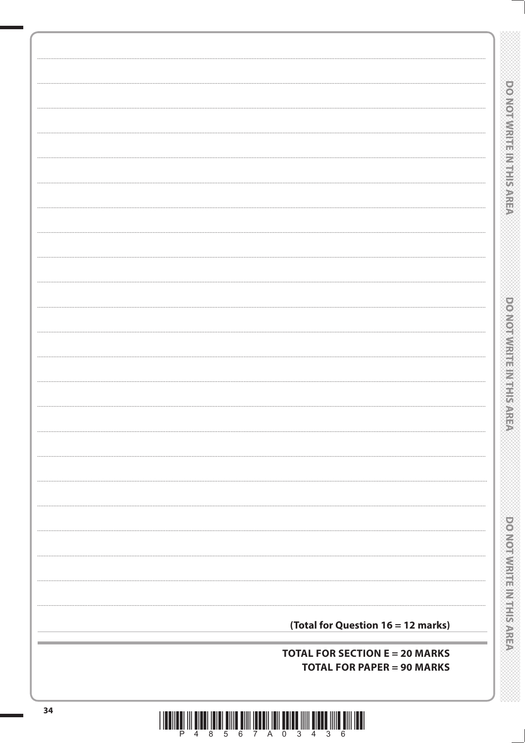**(Total for Question 16 = 12 marks)**

**TOTAL FOR SECTION E = 20 MARKS**

**TOTAL FOR PAPER = 90 MARKS**